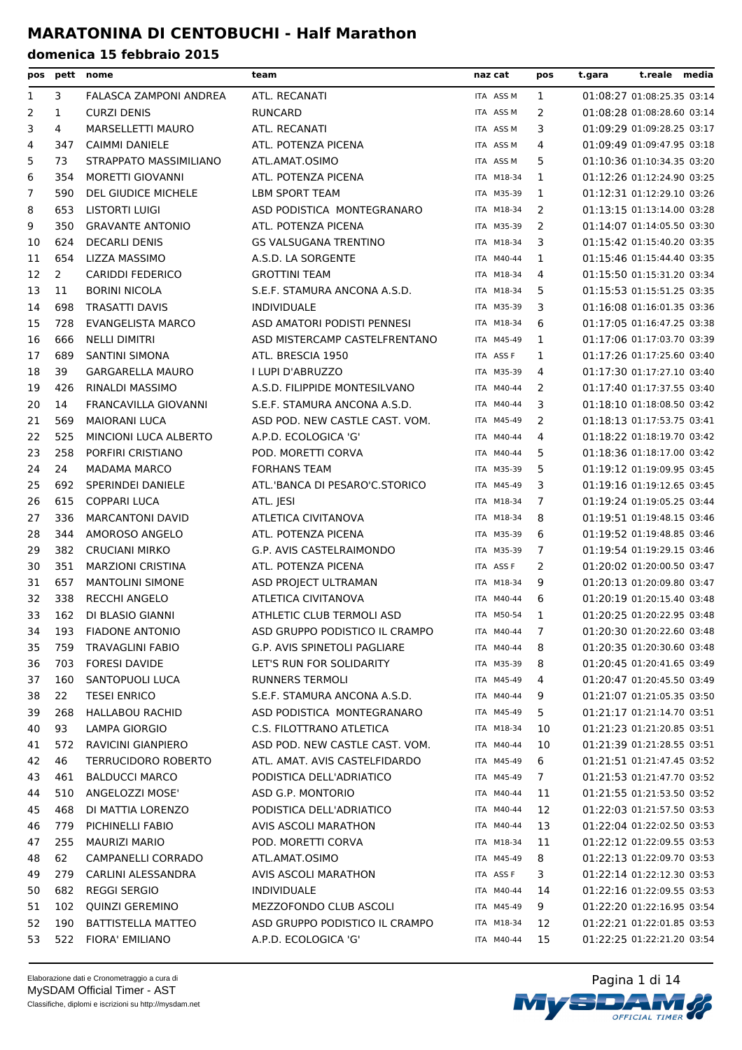# MARATONINA DI CENTOBUCHI - Half Marathon

### domenica 15 febbraio 2015

| pos | pett | nome | team | naz | cat | pos | t.gara | t.reale | media |
|---|---|---|---|---|---|---|---|---|---|
| 1 | 3 | FALASCA ZAMPONI ANDREA | ATL. RECANATI | ITA | ASS M | 1 | 01:08:27 | 01:08:25.35 | 03:14 |
| 2 | 1 | CURZI DENIS | RUNCARD | ITA | ASS M | 2 | 01:08:28 | 01:08:28.60 | 03:14 |
| 3 | 4 | MARSELLETTI MAURO | ATL. RECANATI | ITA | ASS M | 3 | 01:09:29 | 01:09:28.25 | 03:17 |
| 4 | 347 | CAIMMI DANIELE | ATL. POTENZA PICENA | ITA | ASS M | 4 | 01:09:49 | 01:09:47.95 | 03:18 |
| 5 | 73 | STRAPPATO MASSIMILIANO | ATL.AMAT.OSIMO | ITA | ASS M | 5 | 01:10:36 | 01:10:34.35 | 03:20 |
| 6 | 354 | MORETTI GIOVANNI | ATL. POTENZA PICENA | ITA | M18-34 | 1 | 01:12:26 | 01:12:24.90 | 03:25 |
| 7 | 590 | DEL GIUDICE MICHELE | LBM SPORT TEAM | ITA | M35-39 | 1 | 01:12:31 | 01:12:29.10 | 03:26 |
| 8 | 653 | LISTORTI LUIGI | ASD PODISTICA MONTEGRANARO | ITA | M18-34 | 2 | 01:13:15 | 01:13:14.00 | 03:28 |
| 9 | 350 | GRAVANTE ANTONIO | ATL. POTENZA PICENA | ITA | M35-39 | 2 | 01:14:07 | 01:14:05.50 | 03:30 |
| 10 | 624 | DECARLI DENIS | GS VALSUGANA TRENTINO | ITA | M18-34 | 3 | 01:15:42 | 01:15:40.20 | 03:35 |
| 11 | 654 | LIZZA MASSIMO | A.S.D. LA SORGENTE | ITA | M40-44 | 1 | 01:15:46 | 01:15:44.40 | 03:35 |
| 12 | 2 | CARIDDI FEDERICO | GROTTINI TEAM | ITA | M18-34 | 4 | 01:15:50 | 01:15:31.20 | 03:34 |
| 13 | 11 | BORINI NICOLA | S.E.F. STAMURA ANCONA A.S.D. | ITA | M18-34 | 5 | 01:15:53 | 01:15:51.25 | 03:35 |
| 14 | 698 | TRASATTI DAVIS | INDIVIDUALE | ITA | M35-39 | 3 | 01:16:08 | 01:16:01.35 | 03:36 |
| 15 | 728 | EVANGELISTA MARCO | ASD AMATORI PODISTI PENNESI | ITA | M18-34 | 6 | 01:17:05 | 01:16:47.25 | 03:38 |
| 16 | 666 | NELLI DIMITRI | ASD MISTERCAMP CASTELFRENTANO | ITA | M45-49 | 1 | 01:17:06 | 01:17:03.70 | 03:39 |
| 17 | 689 | SANTINI SIMONA | ATL. BRESCIA 1950 | ITA | ASS F | 1 | 01:17:26 | 01:17:25.60 | 03:40 |
| 18 | 39 | GARGARELLA MAURO | I LUPI D'ABRUZZO | ITA | M35-39 | 4 | 01:17:30 | 01:17:27.10 | 03:40 |
| 19 | 426 | RINALDI MASSIMO | A.S.D. FILIPPIDE MONTESILVANO | ITA | M40-44 | 2 | 01:17:40 | 01:17:37.55 | 03:40 |
| 20 | 14 | FRANCAVILLA GIOVANNI | S.E.F. STAMURA ANCONA A.S.D. | ITA | M40-44 | 3 | 01:18:10 | 01:18:08.50 | 03:42 |
| 21 | 569 | MAIORANI LUCA | ASD POD. NEW CASTLE CAST. VOM. | ITA | M45-49 | 2 | 01:18:13 | 01:17:53.75 | 03:41 |
| 22 | 525 | MINCIONI LUCA ALBERTO | A.P.D. ECOLOGICA 'G' | ITA | M40-44 | 4 | 01:18:22 | 01:18:19.70 | 03:42 |
| 23 | 258 | PORFIRI CRISTIANO | POD. MORETTI CORVA | ITA | M40-44 | 5 | 01:18:36 | 01:18:17.00 | 03:42 |
| 24 | 24 | MADAMA MARCO | FORHANS TEAM | ITA | M35-39 | 5 | 01:19:12 | 01:19:09.95 | 03:45 |
| 25 | 692 | SPERINDEI DANIELE | ATL.'BANCA DI PESARO'C.STORICO | ITA | M45-49 | 3 | 01:19:16 | 01:19:12.65 | 03:45 |
| 26 | 615 | COPPARI LUCA | ATL. JESI | ITA | M18-34 | 7 | 01:19:24 | 01:19:05.25 | 03:44 |
| 27 | 336 | MARCANTONI DAVID | ATLETICA CIVITANOVA | ITA | M18-34 | 8 | 01:19:51 | 01:19:48.15 | 03:46 |
| 28 | 344 | AMOROSO ANGELO | ATL. POTENZA PICENA | ITA | M35-39 | 6 | 01:19:52 | 01:19:48.85 | 03:46 |
| 29 | 382 | CRUCIANI MIRKO | G.P. AVIS CASTELRAIMONDO | ITA | M35-39 | 7 | 01:19:54 | 01:19:29.15 | 03:46 |
| 30 | 351 | MARZIONI CRISTINA | ATL. POTENZA PICENA | ITA | ASS F | 2 | 01:20:02 | 01:20:00.50 | 03:47 |
| 31 | 657 | MANTOLINI SIMONE | ASD PROJECT ULTRAMAN | ITA | M18-34 | 9 | 01:20:13 | 01:20:09.80 | 03:47 |
| 32 | 338 | RECCHI ANGELO | ATLETICA CIVITANOVA | ITA | M40-44 | 6 | 01:20:19 | 01:20:15.40 | 03:48 |
| 33 | 162 | DI BLASIO GIANNI | ATHLETIC CLUB TERMOLI ASD | ITA | M50-54 | 1 | 01:20:25 | 01:20:22.95 | 03:48 |
| 34 | 193 | FIADONE ANTONIO | ASD GRUPPO PODISTICO IL CRAMPO | ITA | M40-44 | 7 | 01:20:30 | 01:20:22.60 | 03:48 |
| 35 | 759 | TRAVAGLINI FABIO | G.P. AVIS SPINETOLI PAGLIARE | ITA | M40-44 | 8 | 01:20:35 | 01:20:30.60 | 03:48 |
| 36 | 703 | FORESI DAVIDE | LET'S RUN FOR SOLIDARITY | ITA | M35-39 | 8 | 01:20:45 | 01:20:41.65 | 03:49 |
| 37 | 160 | SANTOPUOLI LUCA | RUNNERS TERMOLI | ITA | M45-49 | 4 | 01:20:47 | 01:20:45.50 | 03:49 |
| 38 | 22 | TESEI ENRICO | S.E.F. STAMURA ANCONA A.S.D. | ITA | M40-44 | 9 | 01:21:07 | 01:21:05.35 | 03:50 |
| 39 | 268 | HALLABOU RACHID | ASD PODISTICA MONTEGRANARO | ITA | M45-49 | 5 | 01:21:17 | 01:21:14.70 | 03:51 |
| 40 | 93 | LAMPA GIORGIO | C.S. FILOTTRANO ATLETICA | ITA | M18-34 | 10 | 01:21:23 | 01:21:20.85 | 03:51 |
| 41 | 572 | RAVICINI GIANPIERO | ASD POD. NEW CASTLE CAST. VOM. | ITA | M40-44 | 10 | 01:21:39 | 01:21:28.55 | 03:51 |
| 42 | 46 | TERRUCIDORO ROBERTO | ATL. AMAT. AVIS CASTELFIDARDO | ITA | M45-49 | 6 | 01:21:51 | 01:21:47.45 | 03:52 |
| 43 | 461 | BALDUCCI MARCO | PODISTICA DELL'ADRIATICO | ITA | M45-49 | 7 | 01:21:53 | 01:21:47.70 | 03:52 |
| 44 | 510 | ANGELOZZI MOSE' | ASD G.P. MONTORIO | ITA | M40-44 | 11 | 01:21:55 | 01:21:53.50 | 03:52 |
| 45 | 468 | DI MATTIA LORENZO | PODISTICA DELL'ADRIATICO | ITA | M40-44 | 12 | 01:22:03 | 01:21:57.50 | 03:53 |
| 46 | 779 | PICHINELLI FABIO | AVIS ASCOLI MARATHON | ITA | M40-44 | 13 | 01:22:04 | 01:22:02.50 | 03:53 |
| 47 | 255 | MAURIZI MARIO | POD. MORETTI CORVA | ITA | M18-34 | 11 | 01:22:12 | 01:22:09.55 | 03:53 |
| 48 | 62 | CAMPANELLI CORRADO | ATL.AMAT.OSIMO | ITA | M45-49 | 8 | 01:22:13 | 01:22:09.70 | 03:53 |
| 49 | 279 | CARLINI ALESSANDRA | AVIS ASCOLI MARATHON | ITA | ASS F | 3 | 01:22:14 | 01:22:12.30 | 03:53 |
| 50 | 682 | REGGI SERGIO | INDIVIDUALE | ITA | M40-44 | 14 | 01:22:16 | 01:22:09.55 | 03:53 |
| 51 | 102 | QUINZI GEREMINO | MEZZOFONDO CLUB ASCOLI | ITA | M45-49 | 9 | 01:22:20 | 01:22:16.95 | 03:54 |
| 52 | 190 | BATTISTELLA MATTEO | ASD GRUPPO PODISTICO IL CRAMPO | ITA | M18-34 | 12 | 01:22:21 | 01:22:01.85 | 03:53 |
| 53 | 522 | FIORA' EMILIANO | A.P.D. ECOLOGICA 'G' | ITA | M40-44 | 15 | 01:22:25 | 01:22:21.20 | 03:54 |

Elaborazione dati e Cronometraggio a cura di
MySDAM Official Timer - AST
Classifiche, diplomi e iscrizioni su http://mysdam.net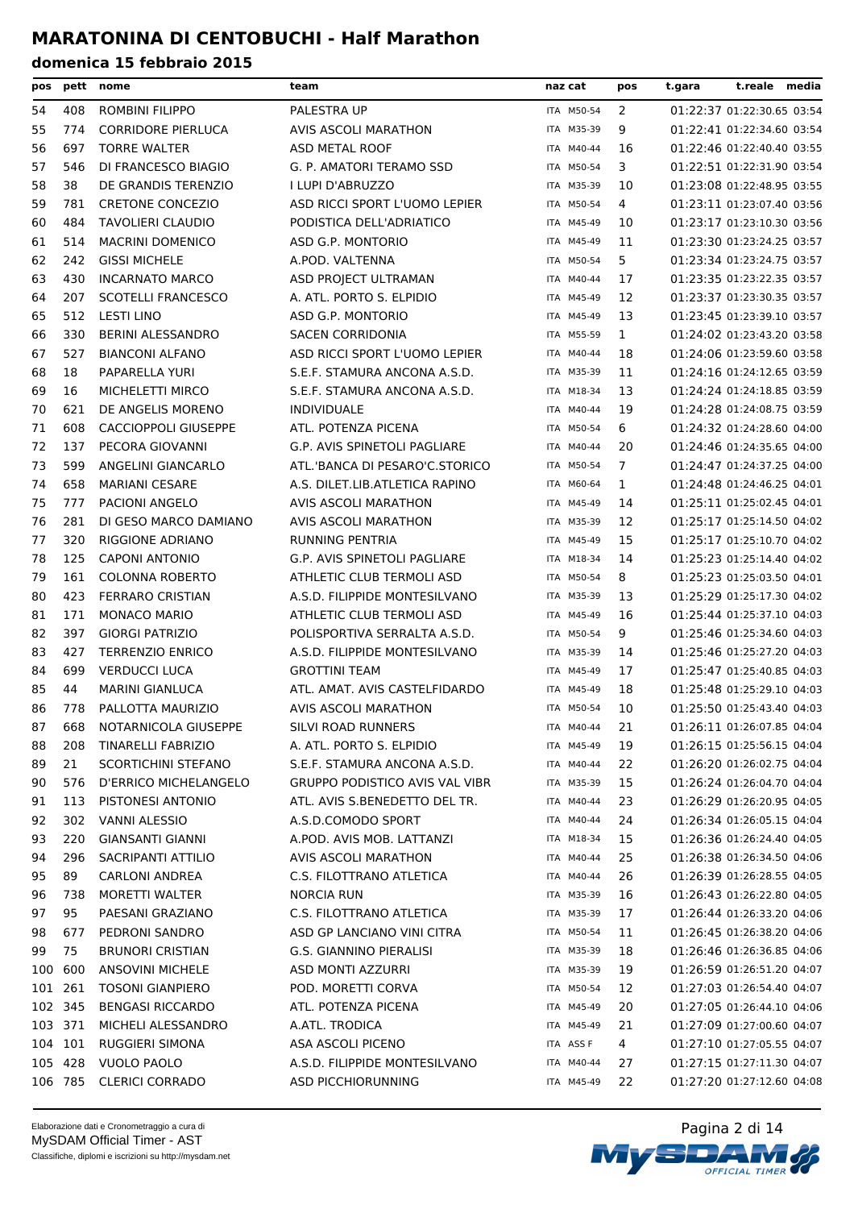# MARATONINA DI CENTOBUCHI - Half Marathon

## domenica 15 febbraio 2015

| pos | pett | nome | team | naz | cat | pos | t.gara | t.reale | media |
|---|---|---|---|---|---|---|---|---|---|
| 54 | 408 | ROMBINI FILIPPO | PALESTRA UP | ITA | M50-54 | 2 | 01:22:37 | 01:22:30.65 | 03:54 |
| 55 | 774 | CORRIDORE PIERLUCA | AVIS ASCOLI MARATHON | ITA | M35-39 | 9 | 01:22:41 | 01:22:34.60 | 03:54 |
| 56 | 697 | TORRE WALTER | ASD METAL ROOF | ITA | M40-44 | 16 | 01:22:46 | 01:22:40.40 | 03:55 |
| 57 | 546 | DI FRANCESCO BIAGIO | G. P. AMATORI TERAMO SSD | ITA | M50-54 | 3 | 01:22:51 | 01:22:31.90 | 03:54 |
| 58 | 38 | DE GRANDIS TERENZIO | I LUPI D'ABRUZZO | ITA | M35-39 | 10 | 01:23:08 | 01:22:48.95 | 03:55 |
| 59 | 781 | CRETONE CONCEZIO | ASD RICCI SPORT L'UOMO LEPIER | ITA | M50-54 | 4 | 01:23:11 | 01:23:07.40 | 03:56 |
| 60 | 484 | TAVOLIERI CLAUDIO | PODISTICA DELL'ADRIATICO | ITA | M45-49 | 10 | 01:23:17 | 01:23:10.30 | 03:56 |
| 61 | 514 | MACRINI DOMENICO | ASD G.P. MONTORIO | ITA | M45-49 | 11 | 01:23:30 | 01:23:24.25 | 03:57 |
| 62 | 242 | GISSI MICHELE | A.POD. VALTENNA | ITA | M50-54 | 5 | 01:23:34 | 01:23:24.75 | 03:57 |
| 63 | 430 | INCARNATO MARCO | ASD PROJECT ULTRAMAN | ITA | M40-44 | 17 | 01:23:35 | 01:23:22.35 | 03:57 |
| 64 | 207 | SCOTELLI FRANCESCO | A. ATL. PORTO S. ELPIDIO | ITA | M45-49 | 12 | 01:23:37 | 01:23:30.35 | 03:57 |
| 65 | 512 | LESTI LINO | ASD G.P. MONTORIO | ITA | M45-49 | 13 | 01:23:45 | 01:23:39.10 | 03:57 |
| 66 | 330 | BERINI ALESSANDRO | SACEN CORRIDONIA | ITA | M55-59 | 1 | 01:24:02 | 01:23:43.20 | 03:58 |
| 67 | 527 | BIANCONI ALFANO | ASD RICCI SPORT L'UOMO LEPIER | ITA | M40-44 | 18 | 01:24:06 | 01:23:59.60 | 03:58 |
| 68 | 18 | PAPARELLA YURI | S.E.F. STAMURA ANCONA A.S.D. | ITA | M35-39 | 11 | 01:24:16 | 01:24:12.65 | 03:59 |
| 69 | 16 | MICHELETTI MIRCO | S.E.F. STAMURA ANCONA A.S.D. | ITA | M18-34 | 13 | 01:24:24 | 01:24:18.85 | 03:59 |
| 70 | 621 | DE ANGELIS MORENO | INDIVIDUALE | ITA | M40-44 | 19 | 01:24:28 | 01:24:08.75 | 03:59 |
| 71 | 608 | CACCIOPPOLI GIUSEPPE | ATL. POTENZA PICENA | ITA | M50-54 | 6 | 01:24:32 | 01:24:28.60 | 04:00 |
| 72 | 137 | PECORA GIOVANNI | G.P. AVIS SPINETOLI PAGLIARE | ITA | M40-44 | 20 | 01:24:46 | 01:24:35.65 | 04:00 |
| 73 | 599 | ANGELINI GIANCARLO | ATL.'BANCA DI PESARO'C.STORICO | ITA | M50-54 | 7 | 01:24:47 | 01:24:37.25 | 04:00 |
| 74 | 658 | MARIANI CESARE | A.S. DILET.LIB.ATLETICA RAPINO | ITA | M60-64 | 1 | 01:24:48 | 01:24:46.25 | 04:01 |
| 75 | 777 | PACIONI ANGELO | AVIS ASCOLI MARATHON | ITA | M45-49 | 14 | 01:25:11 | 01:25:02.45 | 04:01 |
| 76 | 281 | DI GESO MARCO DAMIANO | AVIS ASCOLI MARATHON | ITA | M35-39 | 12 | 01:25:17 | 01:25:14.50 | 04:02 |
| 77 | 320 | RIGGIONE ADRIANO | RUNNING PENTRIA | ITA | M45-49 | 15 | 01:25:17 | 01:25:10.70 | 04:02 |
| 78 | 125 | CAPONI ANTONIO | G.P. AVIS SPINETOLI PAGLIARE | ITA | M18-34 | 14 | 01:25:23 | 01:25:14.40 | 04:02 |
| 79 | 161 | COLONNA ROBERTO | ATHLETIC CLUB TERMOLI ASD | ITA | M50-54 | 8 | 01:25:23 | 01:25:03.50 | 04:01 |
| 80 | 423 | FERRARO CRISTIAN | A.S.D. FILIPPIDE MONTESILVANO | ITA | M35-39 | 13 | 01:25:29 | 01:25:17.30 | 04:02 |
| 81 | 171 | MONACO MARIO | ATHLETIC CLUB TERMOLI ASD | ITA | M45-49 | 16 | 01:25:44 | 01:25:37.10 | 04:03 |
| 82 | 397 | GIORGI PATRIZIO | POLISPORTIVA SERRALTA A.S.D. | ITA | M50-54 | 9 | 01:25:46 | 01:25:34.60 | 04:03 |
| 83 | 427 | TERRENZIO ENRICO | A.S.D. FILIPPIDE MONTESILVANO | ITA | M35-39 | 14 | 01:25:46 | 01:25:27.20 | 04:03 |
| 84 | 699 | VERDUCCI LUCA | GROTTINI TEAM | ITA | M45-49 | 17 | 01:25:47 | 01:25:40.85 | 04:03 |
| 85 | 44 | MARINI GIANLUCA | ATL. AMAT. AVIS CASTELFIDARDO | ITA | M45-49 | 18 | 01:25:48 | 01:25:29.10 | 04:03 |
| 86 | 778 | PALLOTTA MAURIZIO | AVIS ASCOLI MARATHON | ITA | M50-54 | 10 | 01:25:50 | 01:25:43.40 | 04:03 |
| 87 | 668 | NOTARNICOLA GIUSEPPE | SILVI ROAD RUNNERS | ITA | M40-44 | 21 | 01:26:11 | 01:26:07.85 | 04:04 |
| 88 | 208 | TINARELLI FABRIZIO | A. ATL. PORTO S. ELPIDIO | ITA | M45-49 | 19 | 01:26:15 | 01:25:56.15 | 04:04 |
| 89 | 21 | SCORTICHINI STEFANO | S.E.F. STAMURA ANCONA A.S.D. | ITA | M40-44 | 22 | 01:26:20 | 01:26:02.75 | 04:04 |
| 90 | 576 | D'ERRICO MICHELANGELO | GRUPPO PODISTICO AVIS VAL VIBR | ITA | M35-39 | 15 | 01:26:24 | 01:26:04.70 | 04:04 |
| 91 | 113 | PISTONESI ANTONIO | ATL. AVIS S.BENEDETTO DEL TR. | ITA | M40-44 | 23 | 01:26:29 | 01:26:20.95 | 04:05 |
| 92 | 302 | VANNI ALESSIO | A.S.D.COMODO SPORT | ITA | M40-44 | 24 | 01:26:34 | 01:26:05.15 | 04:04 |
| 93 | 220 | GIANSANTI GIANNI | A.POD. AVIS MOB. LATTANZI | ITA | M18-34 | 15 | 01:26:36 | 01:26:24.40 | 04:05 |
| 94 | 296 | SACRIPANTI ATTILIO | AVIS ASCOLI MARATHON | ITA | M40-44 | 25 | 01:26:38 | 01:26:34.50 | 04:06 |
| 95 | 89 | CARLONI ANDREA | C.S. FILOTTRANO ATLETICA | ITA | M40-44 | 26 | 01:26:39 | 01:26:28.55 | 04:05 |
| 96 | 738 | MORETTI WALTER | NORCIA RUN | ITA | M35-39 | 16 | 01:26:43 | 01:26:22.80 | 04:05 |
| 97 | 95 | PAESANI GRAZIANO | C.S. FILOTTRANO ATLETICA | ITA | M35-39 | 17 | 01:26:44 | 01:26:33.20 | 04:06 |
| 98 | 677 | PEDRONI SANDRO | ASD GP LANCIANO VINI CITRA | ITA | M50-54 | 11 | 01:26:45 | 01:26:38.20 | 04:06 |
| 99 | 75 | BRUNORI CRISTIAN | G.S. GIANNINO PIERALISI | ITA | M35-39 | 18 | 01:26:46 | 01:26:36.85 | 04:06 |
| 100 | 600 | ANSOVINI MICHELE | ASD MONTI AZZURRI | ITA | M35-39 | 19 | 01:26:59 | 01:26:51.20 | 04:07 |
| 101 | 261 | TOSONI GIANPIERO | POD. MORETTI CORVA | ITA | M50-54 | 12 | 01:27:03 | 01:26:54.40 | 04:07 |
| 102 | 345 | BENGASI RICCARDO | ATL. POTENZA PICENA | ITA | M45-49 | 20 | 01:27:05 | 01:26:44.10 | 04:06 |
| 103 | 371 | MICHELI ALESSANDRO | A.ATL. TRODICA | ITA | M45-49 | 21 | 01:27:09 | 01:27:00.60 | 04:07 |
| 104 | 101 | RUGGIERI SIMONA | ASA ASCOLI PICENO | ITA | ASS F | 4 | 01:27:10 | 01:27:05.55 | 04:07 |
| 105 | 428 | VUOLO PAOLO | A.S.D. FILIPPIDE MONTESILVANO | ITA | M40-44 | 27 | 01:27:15 | 01:27:11.30 | 04:07 |
| 106 | 785 | CLERICI CORRADO | ASD PICCHIORUNNING | ITA | M45-49 | 22 | 01:27:20 | 01:27:12.60 | 04:08 |

Elaborazione dati e Cronometraggio a cura di
MySDAM Official Timer - AST
Classifiche, diplomi e iscrizioni su http://mysdam.net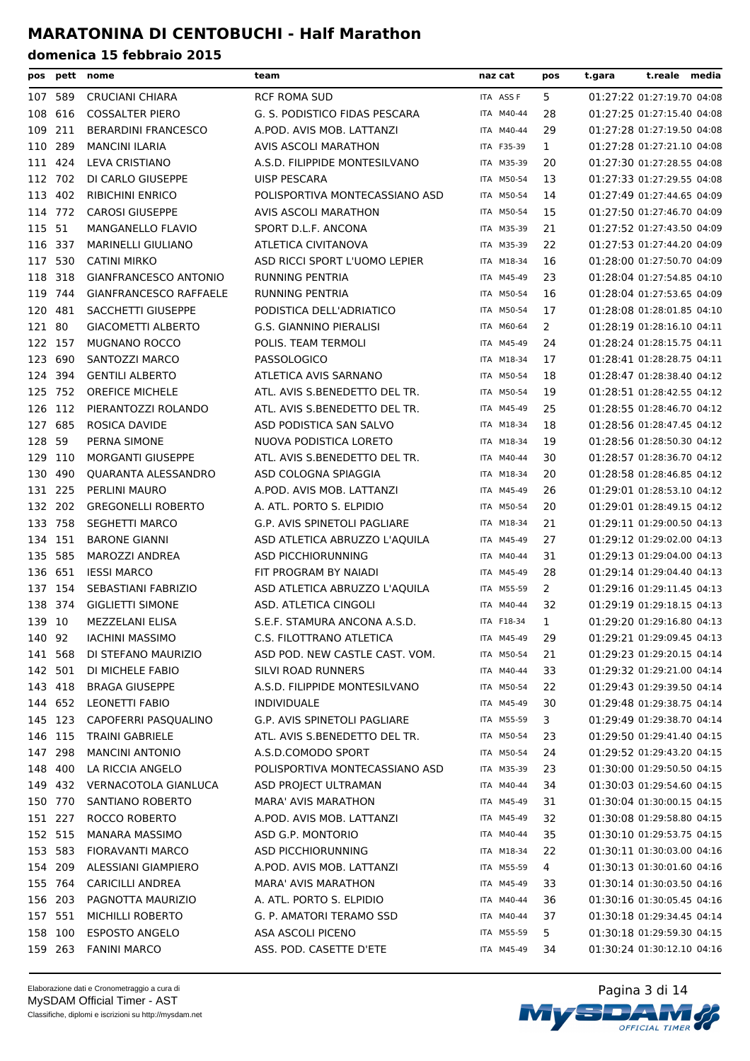# MARATONINA DI CENTOBUCHI - Half Marathon

## domenica 15 febbraio 2015

| pos | pett | nome | team | naz | cat | pos | t.gara | t.reale | media |
|---|---|---|---|---|---|---|---|---|---|
| 107 | 589 | CRUCIANI CHIARA | RCF ROMA SUD | ITA | ASS F | 5 | 01:27:22 | 01:27:19.70 | 04:08 |
| 108 | 616 | COSSALTER PIERO | G. S. PODISTICO FIDAS PESCARA | ITA | M40-44 | 28 | 01:27:25 | 01:27:15.40 | 04:08 |
| 109 | 211 | BERARDINI FRANCESCO | A.POD. AVIS MOB. LATTANZI | ITA | M40-44 | 29 | 01:27:28 | 01:27:19.50 | 04:08 |
| 110 | 289 | MANCINI ILARIA | AVIS ASCOLI MARATHON | ITA | F35-39 | 1 | 01:27:28 | 01:27:21.10 | 04:08 |
| 111 | 424 | LEVA CRISTIANO | A.S.D. FILIPPIDE MONTESILVANO | ITA | M35-39 | 20 | 01:27:30 | 01:27:28.55 | 04:08 |
| 112 | 702 | DI CARLO GIUSEPPE | UISP PESCARA | ITA | M50-54 | 13 | 01:27:33 | 01:27:29.55 | 04:08 |
| 113 | 402 | RIBICHINI ENRICO | POLISPORTIVA MONTECASSIANO ASD | ITA | M50-54 | 14 | 01:27:49 | 01:27:44.65 | 04:09 |
| 114 | 772 | CAROSI GIUSEPPE | AVIS ASCOLI MARATHON | ITA | M50-54 | 15 | 01:27:50 | 01:27:46.70 | 04:09 |
| 115 | 51 | MANGANELLO FLAVIO | SPORT D.L.F. ANCONA | ITA | M35-39 | 21 | 01:27:52 | 01:27:43.50 | 04:09 |
| 116 | 337 | MARINELLI GIULIANO | ATLETICA CIVITANOVA | ITA | M35-39 | 22 | 01:27:53 | 01:27:44.20 | 04:09 |
| 117 | 530 | CATINI MIRKO | ASD RICCI SPORT L'UOMO LEPIER | ITA | M18-34 | 16 | 01:28:00 | 01:27:50.70 | 04:09 |
| 118 | 318 | GIANFRANCESCO ANTONIO | RUNNING PENTRIA | ITA | M45-49 | 23 | 01:28:04 | 01:27:54.85 | 04:10 |
| 119 | 744 | GIANFRANCESCO RAFFAELE | RUNNING PENTRIA | ITA | M50-54 | 16 | 01:28:04 | 01:27:53.65 | 04:09 |
| 120 | 481 | SACCHETTI GIUSEPPE | PODISTICA DELL'ADRIATICO | ITA | M50-54 | 17 | 01:28:08 | 01:28:01.85 | 04:10 |
| 121 | 80 | GIACOMETTI ALBERTO | G.S. GIANNINO PIERALISI | ITA | M60-64 | 2 | 01:28:19 | 01:28:16.10 | 04:11 |
| 122 | 157 | MUGNANO ROCCO | POLIS. TEAM TERMOLI | ITA | M45-49 | 24 | 01:28:24 | 01:28:15.75 | 04:11 |
| 123 | 690 | SANTOZZI MARCO | PASSOLOGICO | ITA | M18-34 | 17 | 01:28:41 | 01:28:28.75 | 04:11 |
| 124 | 394 | GENTILI ALBERTO | ATLETICA AVIS SARNANO | ITA | M50-54 | 18 | 01:28:47 | 01:28:38.40 | 04:12 |
| 125 | 752 | OREFICE MICHELE | ATL. AVIS S.BENEDETTO DEL TR. | ITA | M50-54 | 19 | 01:28:51 | 01:28:42.55 | 04:12 |
| 126 | 112 | PIERANTOZZI ROLANDO | ATL. AVIS S.BENEDETTO DEL TR. | ITA | M45-49 | 25 | 01:28:55 | 01:28:46.70 | 04:12 |
| 127 | 685 | ROSICA DAVIDE | ASD PODISTICA SAN SALVO | ITA | M18-34 | 18 | 01:28:56 | 01:28:47.45 | 04:12 |
| 128 | 59 | PERNA SIMONE | NUOVA PODISTICA LORETO | ITA | M18-34 | 19 | 01:28:56 | 01:28:50.30 | 04:12 |
| 129 | 110 | MORGANTI GIUSEPPE | ATL. AVIS S.BENEDETTO DEL TR. | ITA | M40-44 | 30 | 01:28:57 | 01:28:36.70 | 04:12 |
| 130 | 490 | QUARANTA ALESSANDRO | ASD COLOGNA SPIAGGIA | ITA | M18-34 | 20 | 01:28:58 | 01:28:46.85 | 04:12 |
| 131 | 225 | PERLINI MAURO | A.POD. AVIS MOB. LATTANZI | ITA | M45-49 | 26 | 01:29:01 | 01:28:53.10 | 04:12 |
| 132 | 202 | GREGONELLI ROBERTO | A. ATL. PORTO S. ELPIDIO | ITA | M50-54 | 20 | 01:29:01 | 01:28:49.15 | 04:12 |
| 133 | 758 | SEGHETTI MARCO | G.P. AVIS SPINETOLI PAGLIARE | ITA | M18-34 | 21 | 01:29:11 | 01:29:00.50 | 04:13 |
| 134 | 151 | BARONE GIANNI | ASD ATLETICA ABRUZZO L'AQUILA | ITA | M45-49 | 27 | 01:29:12 | 01:29:02.00 | 04:13 |
| 135 | 585 | MAROZZI ANDREA | ASD PICCHIORUNNING | ITA | M40-44 | 31 | 01:29:13 | 01:29:04.00 | 04:13 |
| 136 | 651 | IESSI MARCO | FIT PROGRAM BY NAIADI | ITA | M45-49 | 28 | 01:29:14 | 01:29:04.40 | 04:13 |
| 137 | 154 | SEBASTIANI FABRIZIO | ASD ATLETICA ABRUZZO L'AQUILA | ITA | M55-59 | 2 | 01:29:16 | 01:29:11.45 | 04:13 |
| 138 | 374 | GIGLIETTI SIMONE | ASD. ATLETICA CINGOLI | ITA | M40-44 | 32 | 01:29:19 | 01:29:18.15 | 04:13 |
| 139 | 10 | MEZZELANI ELISA | S.E.F. STAMURA ANCONA A.S.D. | ITA | F18-34 | 1 | 01:29:20 | 01:29:16.80 | 04:13 |
| 140 | 92 | IACHINI MASSIMO | C.S. FILOTTRANO ATLETICA | ITA | M45-49 | 29 | 01:29:21 | 01:29:09.45 | 04:13 |
| 141 | 568 | DI STEFANO MAURIZIO | ASD POD. NEW CASTLE CAST. VOM. | ITA | M50-54 | 21 | 01:29:23 | 01:29:20.15 | 04:14 |
| 142 | 501 | DI MICHELE FABIO | SILVI ROAD RUNNERS | ITA | M40-44 | 33 | 01:29:32 | 01:29:21.00 | 04:14 |
| 143 | 418 | BRAGA GIUSEPPE | A.S.D. FILIPPIDE MONTESILVANO | ITA | M50-54 | 22 | 01:29:43 | 01:29:39.50 | 04:14 |
| 144 | 652 | LEONETTI FABIO | INDIVIDUALE | ITA | M45-49 | 30 | 01:29:48 | 01:29:38.75 | 04:14 |
| 145 | 123 | CAPOFERRI PASQUALINO | G.P. AVIS SPINETOLI PAGLIARE | ITA | M55-59 | 3 | 01:29:49 | 01:29:38.70 | 04:14 |
| 146 | 115 | TRAINI GABRIELE | ATL. AVIS S.BENEDETTO DEL TR. | ITA | M50-54 | 23 | 01:29:50 | 01:29:41.40 | 04:15 |
| 147 | 298 | MANCINI ANTONIO | A.S.D.COMODO SPORT | ITA | M50-54 | 24 | 01:29:52 | 01:29:43.20 | 04:15 |
| 148 | 400 | LA RICCIA ANGELO | POLISPORTIVA MONTECASSIANO ASD | ITA | M35-39 | 23 | 01:30:00 | 01:29:50.50 | 04:15 |
| 149 | 432 | VERNACOTOLA GIANLUCA | ASD PROJECT ULTRAMAN | ITA | M40-44 | 34 | 01:30:03 | 01:29:54.60 | 04:15 |
| 150 | 770 | SANTIANO ROBERTO | MARA' AVIS MARATHON | ITA | M45-49 | 31 | 01:30:04 | 01:30:00.15 | 04:15 |
| 151 | 227 | ROCCO ROBERTO | A.POD. AVIS MOB. LATTANZI | ITA | M45-49 | 32 | 01:30:08 | 01:29:58.80 | 04:15 |
| 152 | 515 | MANARA MASSIMO | ASD G.P. MONTORIO | ITA | M40-44 | 35 | 01:30:10 | 01:29:53.75 | 04:15 |
| 153 | 583 | FIORAVANTI MARCO | ASD PICCHIORUNNING | ITA | M18-34 | 22 | 01:30:11 | 01:30:03.00 | 04:16 |
| 154 | 209 | ALESSIANI GIAMPIERO | A.POD. AVIS MOB. LATTANZI | ITA | M55-59 | 4 | 01:30:13 | 01:30:01.60 | 04:16 |
| 155 | 764 | CARICILLI ANDREA | MARA' AVIS MARATHON | ITA | M45-49 | 33 | 01:30:14 | 01:30:03.50 | 04:16 |
| 156 | 203 | PAGNOTTA MAURIZIO | A. ATL. PORTO S. ELPIDIO | ITA | M40-44 | 36 | 01:30:16 | 01:30:05.45 | 04:16 |
| 157 | 551 | MICHILLI ROBERTO | G. P. AMATORI TERAMO SSD | ITA | M40-44 | 37 | 01:30:18 | 01:29:34.45 | 04:14 |
| 158 | 100 | ESPOSTO ANGELO | ASA ASCOLI PICENO | ITA | M55-59 | 5 | 01:30:18 | 01:29:59.30 | 04:15 |
| 159 | 263 | FANINI MARCO | ASS. POD. CASETTE D'ETE | ITA | M45-49 | 34 | 01:30:24 | 01:30:12.10 | 04:16 |

Elaborazione dati e Cronometraggio a cura di
MySDAM Official Timer - AST
Classifiche, diplomi e iscrizioni su http://mysdam.net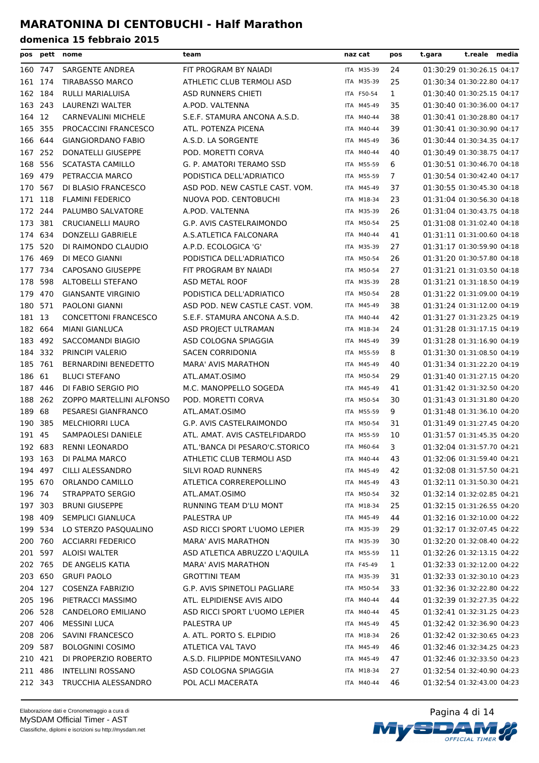# MARATONINA DI CENTOBUCHI - Half Marathon

## domenica 15 febbraio 2015

| pos | pett | nome | team | naz | cat | pos | t.gara | t.reale | media |
|---|---|---|---|---|---|---|---|---|---|
| 160 | 747 | SARGENTE ANDREA | FIT PROGRAM BY NAIADI | ITA | M35-39 | 24 | 01:30:29 | 01:30:26.15 | 04:17 |
| 161 | 174 | TIRABASSO MARCO | ATHLETIC CLUB TERMOLI ASD | ITA | M35-39 | 25 | 01:30:34 | 01:30:22.80 | 04:17 |
| 162 | 184 | RULLI MARIALUISA | ASD RUNNERS CHIETI | ITA | F50-54 | 1 | 01:30:40 | 01:30:25.15 | 04:17 |
| 163 | 243 | LAURENZI WALTER | A.POD. VALTENNA | ITA | M45-49 | 35 | 01:30:40 | 01:30:36.00 | 04:17 |
| 164 | 12 | CARNEVALINI MICHELE | S.E.F. STAMURA ANCONA A.S.D. | ITA | M40-44 | 38 | 01:30:41 | 01:30:28.80 | 04:17 |
| 165 | 355 | PROCACCINI FRANCESCO | ATL. POTENZA PICENA | ITA | M40-44 | 39 | 01:30:41 | 01:30:30.90 | 04:17 |
| 166 | 644 | GIANGIORDANO FABIO | A.S.D. LA SORGENTE | ITA | M45-49 | 36 | 01:30:44 | 01:30:34.35 | 04:17 |
| 167 | 252 | DONATELLI GIUSEPPE | POD. MORETTI CORVA | ITA | M40-44 | 40 | 01:30:49 | 01:30:38.75 | 04:17 |
| 168 | 556 | SCATASTA CAMILLO | G. P. AMATORI TERAMO SSD | ITA | M55-59 | 6 | 01:30:51 | 01:30:46.70 | 04:18 |
| 169 | 479 | PETRACCA MARCO | PODISTICA DELL'ADRIATICO | ITA | M55-59 | 7 | 01:30:54 | 01:30:42.40 | 04:17 |
| 170 | 567 | DI BLASIO FRANCESCO | ASD POD. NEW CASTLE CAST. VOM. | ITA | M45-49 | 37 | 01:30:55 | 01:30:45.30 | 04:18 |
| 171 | 118 | FLAMINI FEDERICO | NUOVA POD. CENTOBUCHI | ITA | M18-34 | 23 | 01:31:04 | 01:30:56.30 | 04:18 |
| 172 | 244 | PALUMBO SALVATORE | A.POD. VALTENNA | ITA | M35-39 | 26 | 01:31:04 | 01:30:43.75 | 04:18 |
| 173 | 381 | CRUCIANELLI MAURO | G.P. AVIS CASTELRAIMONDO | ITA | M50-54 | 25 | 01:31:08 | 01:31:02.40 | 04:18 |
| 174 | 634 | DONZELLI GABRIELE | A.S.ATLETICA FALCONARA | ITA | M40-44 | 41 | 01:31:11 | 01:31:00.60 | 04:18 |
| 175 | 520 | DI RAIMONDO CLAUDIO | A.P.D. ECOLOGICA 'G' | ITA | M35-39 | 27 | 01:31:17 | 01:30:59.90 | 04:18 |
| 176 | 469 | DI MECO GIANNI | PODISTICA DELL'ADRIATICO | ITA | M50-54 | 26 | 01:31:20 | 01:30:57.80 | 04:18 |
| 177 | 734 | CAPOSANO GIUSEPPE | FIT PROGRAM BY NAIADI | ITA | M50-54 | 27 | 01:31:21 | 01:31:03.50 | 04:18 |
| 178 | 598 | ALTOBELLI STEFANO | ASD METAL ROOF | ITA | M35-39 | 28 | 01:31:21 | 01:31:18.50 | 04:19 |
| 179 | 470 | GIANSANTE VIRGINIO | PODISTICA DELL'ADRIATICO | ITA | M50-54 | 28 | 01:31:22 | 01:31:09.00 | 04:19 |
| 180 | 571 | PAOLONI GIANNI | ASD POD. NEW CASTLE CAST. VOM. | ITA | M45-49 | 38 | 01:31:24 | 01:31:12.00 | 04:19 |
| 181 | 13 | CONCETTONI FRANCESCO | S.E.F. STAMURA ANCONA A.S.D. | ITA | M40-44 | 42 | 01:31:27 | 01:31:23.25 | 04:19 |
| 182 | 664 | MIANI GIANLUCA | ASD PROJECT ULTRAMAN | ITA | M18-34 | 24 | 01:31:28 | 01:31:17.15 | 04:19 |
| 183 | 492 | SACCOMANDI BIAGIO | ASD COLOGNA SPIAGGIA | ITA | M45-49 | 39 | 01:31:28 | 01:31:16.90 | 04:19 |
| 184 | 332 | PRINCIPI VALERIO | SACEN CORRIDONIA | ITA | M55-59 | 8 | 01:31:30 | 01:31:08.50 | 04:19 |
| 185 | 761 | BERNARDINI BENEDETTO | MARA' AVIS MARATHON | ITA | M45-49 | 40 | 01:31:34 | 01:31:22.20 | 04:19 |
| 186 | 61 | BLUCI STEFANO | ATL.AMAT.OSIMO | ITA | M50-54 | 29 | 01:31:40 | 01:31:27.15 | 04:20 |
| 187 | 446 | DI FABIO SERGIO PIO | M.C. MANOPPELLO SOGEDA | ITA | M45-49 | 41 | 01:31:42 | 01:31:32.50 | 04:20 |
| 188 | 262 | ZOPPO MARTELLINI ALFONSO | POD. MORETTI CORVA | ITA | M50-54 | 30 | 01:31:43 | 01:31:31.80 | 04:20 |
| 189 | 68 | PESARESI GIANFRANCO | ATL.AMAT.OSIMO | ITA | M55-59 | 9 | 01:31:48 | 01:31:36.10 | 04:20 |
| 190 | 385 | MELCHIORRI LUCA | G.P. AVIS CASTELRAIMONDO | ITA | M50-54 | 31 | 01:31:49 | 01:31:27.45 | 04:20 |
| 191 | 45 | SAMPAOLESI DANIELE | ATL. AMAT. AVIS CASTELFIDARDO | ITA | M55-59 | 10 | 01:31:57 | 01:31:45.35 | 04:20 |
| 192 | 683 | RENNI LEONARDO | ATL.'BANCA DI PESARO'C.STORICO | ITA | M60-64 | 3 | 01:32:04 | 01:31:57.70 | 04:21 |
| 193 | 163 | DI PALMA MARCO | ATHLETIC CLUB TERMOLI ASD | ITA | M40-44 | 43 | 01:32:06 | 01:31:59.90 | 04:21 |
| 194 | 497 | CILLI ALESSANDRO | SILVI ROAD RUNNERS | ITA | M45-49 | 42 | 01:32:08 | 01:31:57.50 | 04:21 |
| 195 | 670 | ORLANDO CAMILLO | ATLETICA CORREREPOLLINO | ITA | M45-49 | 43 | 01:32:11 | 01:31:50.30 | 04:21 |
| 196 | 74 | STRAPPATO SERGIO | ATL.AMAT.OSIMO | ITA | M50-54 | 32 | 01:32:14 | 01:32:02.85 | 04:21 |
| 197 | 303 | BRUNI GIUSEPPE | RUNNING TEAM D'LU MONT | ITA | M18-34 | 25 | 01:32:15 | 01:31:26.55 | 04:20 |
| 198 | 409 | SEMPLICI GIANLUCA | PALESTRA UP | ITA | M45-49 | 44 | 01:32:16 | 01:32:10.00 | 04:22 |
| 199 | 534 | LO STERZO PASQUALINO | ASD RICCI SPORT L'UOMO LEPIER | ITA | M35-39 | 29 | 01:32:17 | 01:32:07.45 | 04:22 |
| 200 | 760 | ACCIARRI FEDERICO | MARA' AVIS MARATHON | ITA | M35-39 | 30 | 01:32:20 | 01:32:08.40 | 04:22 |
| 201 | 597 | ALOISI WALTER | ASD ATLETICA ABRUZZO L'AQUILA | ITA | M55-59 | 11 | 01:32:26 | 01:32:13.15 | 04:22 |
| 202 | 765 | DE ANGELIS KATIA | MARA' AVIS MARATHON | ITA | F45-49 | 1 | 01:32:33 | 01:32:12.00 | 04:22 |
| 203 | 650 | GRUFI PAOLO | GROTTINI TEAM | ITA | M35-39 | 31 | 01:32:33 | 01:32:30.10 | 04:23 |
| 204 | 127 | COSENZA FABRIZIO | G.P. AVIS SPINETOLI PAGLIARE | ITA | M50-54 | 33 | 01:32:36 | 01:32:22.80 | 04:22 |
| 205 | 196 | PIETRACCI MASSIMO | ATL. ELPIDIENSE AVIS AIDO | ITA | M40-44 | 44 | 01:32:39 | 01:32:27.35 | 04:22 |
| 206 | 528 | CANDELORO EMILIANO | ASD RICCI SPORT L'UOMO LEPIER | ITA | M40-44 | 45 | 01:32:41 | 01:32:31.25 | 04:23 |
| 207 | 406 | MESSINI LUCA | PALESTRA UP | ITA | M45-49 | 45 | 01:32:42 | 01:32:36.90 | 04:23 |
| 208 | 206 | SAVINI FRANCESCO | A. ATL. PORTO S. ELPIDIO | ITA | M18-34 | 26 | 01:32:42 | 01:32:30.65 | 04:23 |
| 209 | 587 | BOLOGNINI COSIMO | ATLETICA VAL TAVO | ITA | M45-49 | 46 | 01:32:46 | 01:32:34.25 | 04:23 |
| 210 | 421 | DI PROPERZIO ROBERTO | A.S.D. FILIPPIDE MONTESILVANO | ITA | M45-49 | 47 | 01:32:46 | 01:32:33.50 | 04:23 |
| 211 | 486 | INTELLINI ROSSANO | ASD COLOGNA SPIAGGIA | ITA | M18-34 | 27 | 01:32:54 | 01:32:40.90 | 04:23 |
| 212 | 343 | TRUCCHIA ALESSANDRO | POL ACLI MACERATA | ITA | M40-44 | 46 | 01:32:54 | 01:32:43.00 | 04:23 |

Elaborazione dati e Cronometraggio a cura di
MySDAM Official Timer - AST
Classifiche, diplomi e iscrizioni su http://mysdam.net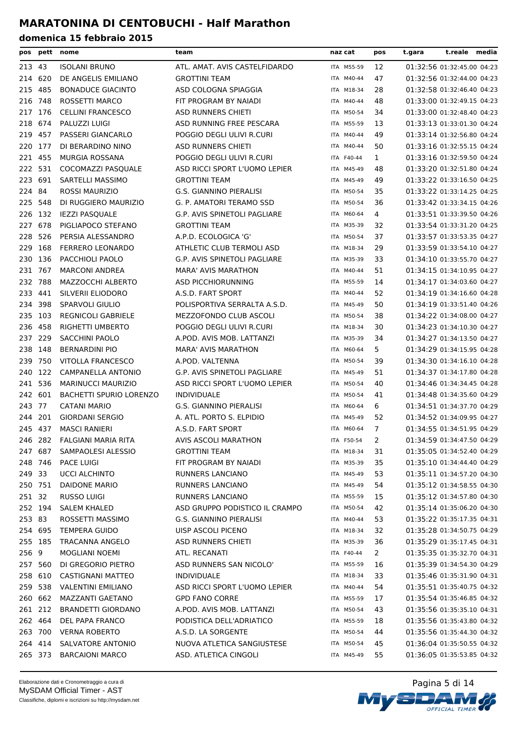# MARATONINA DI CENTOBUCHI - Half Marathon

## domenica 15 febbraio 2015

| pos | pett | nome | team | naz | cat | pos | t.gara | t.reale | media |
|---|---|---|---|---|---|---|---|---|---|
| 213 | 43 | ISOLANI BRUNO | ATL. AMAT. AVIS CASTELFIDARDO | ITA | M55-59 | 12 | 01:32:56 | 01:32:45.00 | 04:23 |
| 214 | 620 | DE ANGELIS EMILIANO | GROTTINI TEAM | ITA | M40-44 | 47 | 01:32:56 | 01:32:44.00 | 04:23 |
| 215 | 485 | BONADUCE GIACINTO | ASD COLOGNA SPIAGGIA | ITA | M18-34 | 28 | 01:32:58 | 01:32:46.40 | 04:23 |
| 216 | 748 | ROSSETTI MARCO | FIT PROGRAM BY NAIADI | ITA | M40-44 | 48 | 01:33:00 | 01:32:49.15 | 04:23 |
| 217 | 176 | CELLINI FRANCESCO | ASD RUNNERS CHIETI | ITA | M50-54 | 34 | 01:33:00 | 01:32:48.40 | 04:23 |
| 218 | 674 | PALUZZI LUIGI | ASD RUNNING FREE PESCARA | ITA | M55-59 | 13 | 01:33:13 | 01:33:01.30 | 04:24 |
| 219 | 457 | PASSERI GIANCARLO | POGGIO DEGLI ULIVI R.CURI | ITA | M40-44 | 49 | 01:33:14 | 01:32:56.80 | 04:24 |
| 220 | 177 | DI BERARDINO NINO | ASD RUNNERS CHIETI | ITA | M40-44 | 50 | 01:33:16 | 01:32:55.15 | 04:24 |
| 221 | 455 | MURGIA ROSSANA | POGGIO DEGLI ULIVI R.CURI | ITA | F40-44 | 1 | 01:33:16 | 01:32:59.50 | 04:24 |
| 222 | 531 | COCOMAZZI PASQUALE | ASD RICCI SPORT L'UOMO LEPIER | ITA | M45-49 | 48 | 01:33:20 | 01:32:51.80 | 04:24 |
| 223 | 691 | SARTELLI MASSIMO | GROTTINI TEAM | ITA | M45-49 | 49 | 01:33:22 | 01:33:16.50 | 04:25 |
| 224 | 84 | ROSSI MAURIZIO | G.S. GIANNINO PIERALISI | ITA | M50-54 | 35 | 01:33:22 | 01:33:14.25 | 04:25 |
| 225 | 548 | DI RUGGIERO MAURIZIO | G. P. AMATORI TERAMO SSD | ITA | M50-54 | 36 | 01:33:42 | 01:33:34.15 | 04:26 |
| 226 | 132 | IEZZI PASQUALE | G.P. AVIS SPINETOLI PAGLIARE | ITA | M60-64 | 4 | 01:33:51 | 01:33:39.50 | 04:26 |
| 227 | 678 | PIGLIAPOCO STEFANO | GROTTINI TEAM | ITA | M35-39 | 32 | 01:33:54 | 01:33:31.20 | 04:25 |
| 228 | 526 | PERSIA ALESSANDRO | A.P.D. ECOLOGICA 'G' | ITA | M50-54 | 37 | 01:33:57 | 01:33:53.35 | 04:27 |
| 229 | 168 | FERRERO LEONARDO | ATHLETIC CLUB TERMOLI ASD | ITA | M18-34 | 29 | 01:33:59 | 01:33:54.10 | 04:27 |
| 230 | 136 | PACCHIOLI PAOLO | G.P. AVIS SPINETOLI PAGLIARE | ITA | M35-39 | 33 | 01:34:10 | 01:33:55.70 | 04:27 |
| 231 | 767 | MARCONI ANDREA | MARA' AVIS MARATHON | ITA | M40-44 | 51 | 01:34:15 | 01:34:10.95 | 04:27 |
| 232 | 788 | MAZZOCCHI ALBERTO | ASD PICCHIORUNNING | ITA | M55-59 | 14 | 01:34:17 | 01:34:03.60 | 04:27 |
| 233 | 441 | SILVERII ELIODORO | A.S.D. FART SPORT | ITA | M40-44 | 52 | 01:34:19 | 01:34:16.60 | 04:28 |
| 234 | 398 | SPARVOLI GIULIO | POLISPORTIVA SERRALTA A.S.D. | ITA | M45-49 | 50 | 01:34:19 | 01:33:51.40 | 04:26 |
| 235 | 103 | REGNICOLI GABRIELE | MEZZOFONDO CLUB ASCOLI | ITA | M50-54 | 38 | 01:34:22 | 01:34:08.00 | 04:27 |
| 236 | 458 | RIGHETTI UMBERTO | POGGIO DEGLI ULIVI R.CURI | ITA | M18-34 | 30 | 01:34:23 | 01:34:10.30 | 04:27 |
| 237 | 229 | SACCHINI PAOLO | A.POD. AVIS MOB. LATTANZI | ITA | M35-39 | 34 | 01:34:27 | 01:34:13.50 | 04:27 |
| 238 | 148 | BERNARDINI PIO | MARA' AVIS MARATHON | ITA | M60-64 | 5 | 01:34:29 | 01:34:15.95 | 04:28 |
| 239 | 750 | VITOLLA FRANCESCO | A.POD. VALTENNA | ITA | M50-54 | 39 | 01:34:30 | 01:34:16.10 | 04:28 |
| 240 | 122 | CAMPANELLA ANTONIO | G.P. AVIS SPINETOLI PAGLIARE | ITA | M45-49 | 51 | 01:34:37 | 01:34:17.80 | 04:28 |
| 241 | 536 | MARINUCCI MAURIZIO | ASD RICCI SPORT L'UOMO LEPIER | ITA | M50-54 | 40 | 01:34:46 | 01:34:34.45 | 04:28 |
| 242 | 601 | BACHETTI SPURIO LORENZO | INDIVIDUALE | ITA | M50-54 | 41 | 01:34:48 | 01:34:35.60 | 04:29 |
| 243 | 77 | CATANI MARIO | G.S. GIANNINO PIERALISI | ITA | M60-64 | 6 | 01:34:51 | 01:34:37.70 | 04:29 |
| 244 | 201 | GIORDANI SERGIO | A. ATL. PORTO S. ELPIDIO | ITA | M45-49 | 52 | 01:34:52 | 01:34:09.95 | 04:27 |
| 245 | 437 | MASCI RANIERI | A.S.D. FART SPORT | ITA | M60-64 | 7 | 01:34:55 | 01:34:51.95 | 04:29 |
| 246 | 282 | FALGIANI MARIA RITA | AVIS ASCOLI MARATHON | ITA | F50-54 | 2 | 01:34:59 | 01:34:47.50 | 04:29 |
| 247 | 687 | SAMPAOLESI ALESSIO | GROTTINI TEAM | ITA | M18-34 | 31 | 01:35:05 | 01:34:52.40 | 04:29 |
| 248 | 746 | PACE LUIGI | FIT PROGRAM BY NAIADI | ITA | M35-39 | 35 | 01:35:10 | 01:34:44.40 | 04:29 |
| 249 | 33 | UCCI ALCHINTO | RUNNERS LANCIANO | ITA | M45-49 | 53 | 01:35:11 | 01:34:57.20 | 04:30 |
| 250 | 751 | DAIDONE MARIO | RUNNERS LANCIANO | ITA | M45-49 | 54 | 01:35:12 | 01:34:58.55 | 04:30 |
| 251 | 32 | RUSSO LUIGI | RUNNERS LANCIANO | ITA | M55-59 | 15 | 01:35:12 | 01:34:57.80 | 04:30 |
| 252 | 194 | SALEM KHALED | ASD GRUPPO PODISTICO IL CRAMPO | ITA | M50-54 | 42 | 01:35:14 | 01:35:06.20 | 04:30 |
| 253 | 83 | ROSSETTI MASSIMO | G.S. GIANNINO PIERALISI | ITA | M40-44 | 53 | 01:35:22 | 01:35:17.35 | 04:31 |
| 254 | 695 | TEMPERA GUIDO | UISP ASCOLI PICENO | ITA | M18-34 | 32 | 01:35:28 | 01:34:50.75 | 04:29 |
| 255 | 185 | TRACANNA ANGELO | ASD RUNNERS CHIETI | ITA | M35-39 | 36 | 01:35:29 | 01:35:17.45 | 04:31 |
| 256 | 9 | MOGLIANI NOEMI | ATL. RECANATI | ITA | F40-44 | 2 | 01:35:35 | 01:35:32.70 | 04:31 |
| 257 | 560 | DI GREGORIO PIETRO | ASD RUNNERS SAN NICOLO' | ITA | M55-59 | 16 | 01:35:39 | 01:34:54.30 | 04:29 |
| 258 | 610 | CASTIGNANI MATTEO | INDIVIDUALE | ITA | M18-34 | 33 | 01:35:46 | 01:35:31.90 | 04:31 |
| 259 | 538 | VALENTINI EMILIANO | ASD RICCI SPORT L'UOMO LEPIER | ITA | M40-44 | 54 | 01:35:51 | 01:35:40.75 | 04:32 |
| 260 | 662 | MAZZANTI GAETANO | GPD FANO CORRE | ITA | M55-59 | 17 | 01:35:54 | 01:35:46.85 | 04:32 |
| 261 | 212 | BRANDETTI GIORDANO | A.POD. AVIS MOB. LATTANZI | ITA | M50-54 | 43 | 01:35:56 | 01:35:35.10 | 04:31 |
| 262 | 464 | DEL PAPA FRANCO | PODISTICA DELL'ADRIATICO | ITA | M55-59 | 18 | 01:35:56 | 01:35:43.80 | 04:32 |
| 263 | 700 | VERNA ROBERTO | A.S.D. LA SORGENTE | ITA | M50-54 | 44 | 01:35:56 | 01:35:44.30 | 04:32 |
| 264 | 414 | SALVATORE ANTONIO | NUOVA ATLETICA SANGIUSTESE | ITA | M50-54 | 45 | 01:36:04 | 01:35:50.55 | 04:32 |
| 265 | 373 | BARCAIONI MARCO | ASD. ATLETICA CINGOLI | ITA | M45-49 | 55 | 01:36:05 | 01:35:53.85 | 04:32 |

Elaborazione dati e Cronometraggio a cura di
MySDAM Official Timer - AST
Classifiche, diplomi e iscrizioni su http://mysdam.net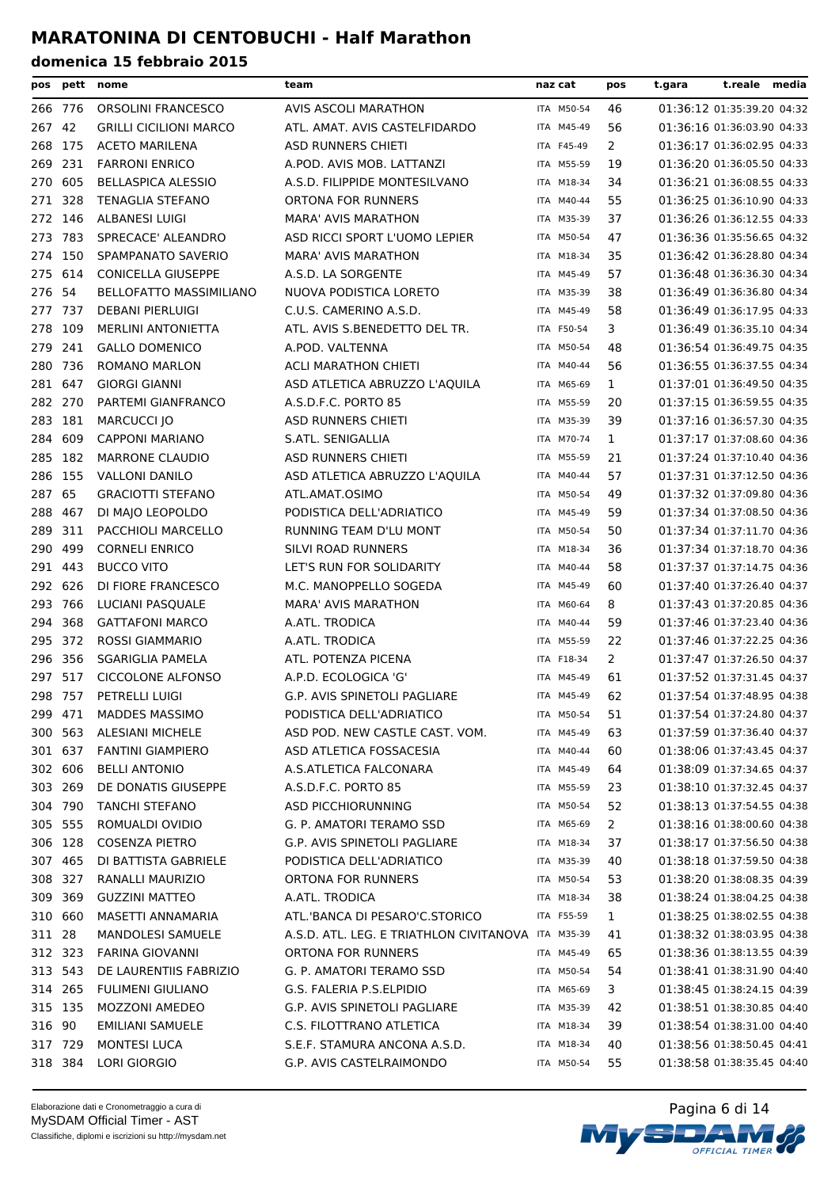# MARATONINA DI CENTOBUCHI - Half Marathon

## domenica 15 febbraio 2015

| pos | pett | nome | team | naz | cat | pos | t.gara | t.reale | media |
|---|---|---|---|---|---|---|---|---|---|
| 266 | 776 | ORSOLINI FRANCESCO | AVIS ASCOLI MARATHON | ITA | M50-54 | 46 | 01:36:12 | 01:35:39.20 | 04:32 |
| 267 | 42 | GRILLI CICILIONI MARCO | ATL. AMAT. AVIS CASTELFIDARDO | ITA | M45-49 | 56 | 01:36:16 | 01:36:03.90 | 04:33 |
| 268 | 175 | ACETO MARILENA | ASD RUNNERS CHIETI | ITA | F45-49 | 2 | 01:36:17 | 01:36:02.95 | 04:33 |
| 269 | 231 | FARRONI ENRICO | A.POD. AVIS MOB. LATTANZI | ITA | M55-59 | 19 | 01:36:20 | 01:36:05.50 | 04:33 |
| 270 | 605 | BELLASPICA ALESSIO | A.S.D. FILIPPIDE MONTESILVANO | ITA | M18-34 | 34 | 01:36:21 | 01:36:08.55 | 04:33 |
| 271 | 328 | TENAGLIA STEFANO | ORTONA FOR RUNNERS | ITA | M40-44 | 55 | 01:36:25 | 01:36:10.90 | 04:33 |
| 272 | 146 | ALBANESI LUIGI | MARA' AVIS MARATHON | ITA | M35-39 | 37 | 01:36:26 | 01:36:12.55 | 04:33 |
| 273 | 783 | SPRECACE' ALEANDRO | ASD RICCI SPORT L'UOMO LEPIER | ITA | M50-54 | 47 | 01:36:36 | 01:35:56.65 | 04:32 |
| 274 | 150 | SPAMPANATO SAVERIO | MARA' AVIS MARATHON | ITA | M18-34 | 35 | 01:36:42 | 01:36:28.80 | 04:34 |
| 275 | 614 | CONICELLA GIUSEPPE | A.S.D. LA SORGENTE | ITA | M45-49 | 57 | 01:36:48 | 01:36:36.30 | 04:34 |
| 276 | 54 | BELLOFATTO MASSIMILIANO | NUOVA PODISTICA LORETO | ITA | M35-39 | 38 | 01:36:49 | 01:36:36.80 | 04:34 |
| 277 | 737 | DEBANI PIERLUIGI | C.U.S. CAMERINO A.S.D. | ITA | M45-49 | 58 | 01:36:49 | 01:36:17.95 | 04:33 |
| 278 | 109 | MERLINI ANTONIETTA | ATL. AVIS S.BENEDETTO DEL TR. | ITA | F50-54 | 3 | 01:36:49 | 01:36:35.10 | 04:34 |
| 279 | 241 | GALLO DOMENICO | A.POD. VALTENNA | ITA | M50-54 | 48 | 01:36:54 | 01:36:49.75 | 04:35 |
| 280 | 736 | ROMANO MARLON | ACLI MARATHON CHIETI | ITA | M40-44 | 56 | 01:36:55 | 01:36:37.55 | 04:34 |
| 281 | 647 | GIORGI GIANNI | ASD ATLETICA ABRUZZO L'AQUILA | ITA | M65-69 | 1 | 01:37:01 | 01:36:49.50 | 04:35 |
| 282 | 270 | PARTEMI GIANFRANCO | A.S.D.F.C. PORTO 85 | ITA | M55-59 | 20 | 01:37:15 | 01:36:59.55 | 04:35 |
| 283 | 181 | MARCUCCI JO | ASD RUNNERS CHIETI | ITA | M35-39 | 39 | 01:37:16 | 01:36:57.30 | 04:35 |
| 284 | 609 | CAPPONI MARIANO | S.ATL. SENIGALLIA | ITA | M70-74 | 1 | 01:37:17 | 01:37:08.60 | 04:36 |
| 285 | 182 | MARRONE CLAUDIO | ASD RUNNERS CHIETI | ITA | M55-59 | 21 | 01:37:24 | 01:37:10.40 | 04:36 |
| 286 | 155 | VALLONI DANILO | ASD ATLETICA ABRUZZO L'AQUILA | ITA | M40-44 | 57 | 01:37:31 | 01:37:12.50 | 04:36 |
| 287 | 65 | GRACIOTTI STEFANO | ATL.AMAT.OSIMO | ITA | M50-54 | 49 | 01:37:32 | 01:37:09.80 | 04:36 |
| 288 | 467 | DI MAJO LEOPOLDO | PODISTICA DELL'ADRIATICO | ITA | M45-49 | 59 | 01:37:34 | 01:37:08.50 | 04:36 |
| 289 | 311 | PACCHIOLI MARCELLO | RUNNING TEAM D'LU MONT | ITA | M50-54 | 50 | 01:37:34 | 01:37:11.70 | 04:36 |
| 290 | 499 | CORNELI ENRICO | SILVI ROAD RUNNERS | ITA | M18-34 | 36 | 01:37:34 | 01:37:18.70 | 04:36 |
| 291 | 443 | BUCCO VITO | LET'S RUN FOR SOLIDARITY | ITA | M40-44 | 58 | 01:37:37 | 01:37:14.75 | 04:36 |
| 292 | 626 | DI FIORE FRANCESCO | M.C. MANOPPELLO SOGEDA | ITA | M45-49 | 60 | 01:37:40 | 01:37:26.40 | 04:37 |
| 293 | 766 | LUCIANI PASQUALE | MARA' AVIS MARATHON | ITA | M60-64 | 8 | 01:37:43 | 01:37:20.85 | 04:36 |
| 294 | 368 | GATTAFONI MARCO | A.ATL. TRODICA | ITA | M40-44 | 59 | 01:37:46 | 01:37:23.40 | 04:36 |
| 295 | 372 | ROSSI GIAMMARIO | A.ATL. TRODICA | ITA | M55-59 | 22 | 01:37:46 | 01:37:22.25 | 04:36 |
| 296 | 356 | SGARIGLIA PAMELA | ATL. POTENZA PICENA | ITA | F18-34 | 2 | 01:37:47 | 01:37:26.50 | 04:37 |
| 297 | 517 | CICCOLONE ALFONSO | A.P.D. ECOLOGICA 'G' | ITA | M45-49 | 61 | 01:37:52 | 01:37:31.45 | 04:37 |
| 298 | 757 | PETRELLI LUIGI | G.P. AVIS SPINETOLI PAGLIARE | ITA | M45-49 | 62 | 01:37:54 | 01:37:48.95 | 04:38 |
| 299 | 471 | MADDES MASSIMO | PODISTICA DELL'ADRIATICO | ITA | M50-54 | 51 | 01:37:54 | 01:37:24.80 | 04:37 |
| 300 | 563 | ALESIANI MICHELE | ASD POD. NEW CASTLE CAST. VOM. | ITA | M45-49 | 63 | 01:37:59 | 01:37:36.40 | 04:37 |
| 301 | 637 | FANTINI GIAMPIERO | ASD ATLETICA FOSSACESIA | ITA | M40-44 | 60 | 01:38:06 | 01:37:43.45 | 04:37 |
| 302 | 606 | BELLI ANTONIO | A.S.ATLETICA FALCONARA | ITA | M45-49 | 64 | 01:38:09 | 01:37:34.65 | 04:37 |
| 303 | 269 | DE DONATIS GIUSEPPE | A.S.D.F.C. PORTO 85 | ITA | M55-59 | 23 | 01:38:10 | 01:37:32.45 | 04:37 |
| 304 | 790 | TANCHI STEFANO | ASD PICCHIORUNNING | ITA | M50-54 | 52 | 01:38:13 | 01:37:54.55 | 04:38 |
| 305 | 555 | ROMUALDI OVIDIO | G. P. AMATORI TERAMO SSD | ITA | M65-69 | 2 | 01:38:16 | 01:38:00.60 | 04:38 |
| 306 | 128 | COSENZA PIETRO | G.P. AVIS SPINETOLI PAGLIARE | ITA | M18-34 | 37 | 01:38:17 | 01:37:56.50 | 04:38 |
| 307 | 465 | DI BATTISTA GABRIELE | PODISTICA DELL'ADRIATICO | ITA | M35-39 | 40 | 01:38:18 | 01:37:59.50 | 04:38 |
| 308 | 327 | RANALLI MAURIZIO | ORTONA FOR RUNNERS | ITA | M50-54 | 53 | 01:38:20 | 01:38:08.35 | 04:39 |
| 309 | 369 | GUZZINI MATTEO | A.ATL. TRODICA | ITA | M18-34 | 38 | 01:38:24 | 01:38:04.25 | 04:38 |
| 310 | 660 | MASETTI ANNAMARIA | ATL.'BANCA DI PESARO'C.STORICO | ITA | F55-59 | 1 | 01:38:25 | 01:38:02.55 | 04:38 |
| 311 | 28 | MANDOLESI SAMUELE | A.S.D. ATL. LEG. E TRIATHLON CIVITANOVA | ITA | M35-39 | 41 | 01:38:32 | 01:38:03.95 | 04:38 |
| 312 | 323 | FARINA GIOVANNI | ORTONA FOR RUNNERS | ITA | M45-49 | 65 | 01:38:36 | 01:38:13.55 | 04:39 |
| 313 | 543 | DE LAURENTIIS FABRIZIO | G. P. AMATORI TERAMO SSD | ITA | M50-54 | 54 | 01:38:41 | 01:38:31.90 | 04:40 |
| 314 | 265 | FULIMENI GIULIANO | G.S. FALERIA P.S.ELPIDIO | ITA | M65-69 | 3 | 01:38:45 | 01:38:24.15 | 04:39 |
| 315 | 135 | MOZZONI AMEDEO | G.P. AVIS SPINETOLI PAGLIARE | ITA | M35-39 | 42 | 01:38:51 | 01:38:30.85 | 04:40 |
| 316 | 90 | EMILIANI SAMUELE | C.S. FILOTTRANO ATLETICA | ITA | M18-34 | 39 | 01:38:54 | 01:38:31.00 | 04:40 |
| 317 | 729 | MONTESI LUCA | S.E.F. STAMURA ANCONA A.S.D. | ITA | M18-34 | 40 | 01:38:56 | 01:38:50.45 | 04:41 |
| 318 | 384 | LORI GIORGIO | G.P. AVIS CASTELRAIMONDO | ITA | M50-54 | 55 | 01:38:58 | 01:38:35.45 | 04:40 |

Elaborazione dati e Cronometraggio a cura di
MySDAM Official Timer - AST
Classifiche, diplomi e iscrizioni su http://mysdam.net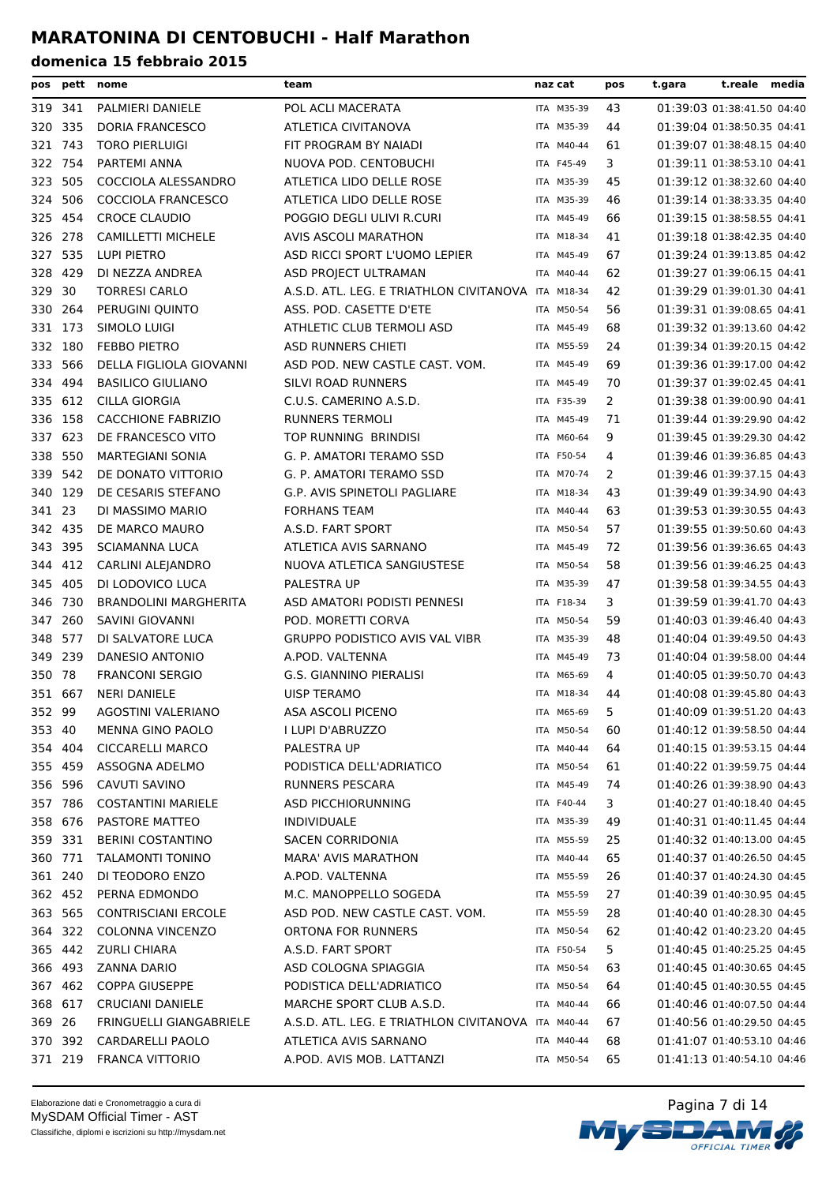# MARATONINA DI CENTOBUCHI - Half Marathon

## domenica 15 febbraio 2015

| pos | pett | nome | team | naz | cat | pos | t.gara | t.reale | media |
|---|---|---|---|---|---|---|---|---|---|
| 319 | 341 | PALMIERI DANIELE | POL ACLI MACERATA | ITA | M35-39 | 43 | 01:39:03 | 01:38:41.50 | 04:40 |
| 320 | 335 | DORIA FRANCESCO | ATLETICA CIVITANOVA | ITA | M35-39 | 44 | 01:39:04 | 01:38:50.35 | 04:41 |
| 321 | 743 | TORO PIERLUIGI | FIT PROGRAM BY NAIADI | ITA | M40-44 | 61 | 01:39:07 | 01:38:48.15 | 04:40 |
| 322 | 754 | PARTEMI ANNA | NUOVA POD. CENTOBUCHI | ITA | F45-49 | 3 | 01:39:11 | 01:38:53.10 | 04:41 |
| 323 | 505 | COCCIOLA ALESSANDRO | ATLETICA LIDO DELLE ROSE | ITA | M35-39 | 45 | 01:39:12 | 01:38:32.60 | 04:40 |
| 324 | 506 | COCCIOLA FRANCESCO | ATLETICA LIDO DELLE ROSE | ITA | M35-39 | 46 | 01:39:14 | 01:38:33.35 | 04:40 |
| 325 | 454 | CROCE CLAUDIO | POGGIO DEGLI ULIVI R.CURI | ITA | M45-49 | 66 | 01:39:15 | 01:38:58.55 | 04:41 |
| 326 | 278 | CAMILLETTI MICHELE | AVIS ASCOLI MARATHON | ITA | M18-34 | 41 | 01:39:18 | 01:38:42.35 | 04:40 |
| 327 | 535 | LUPI PIETRO | ASD RICCI SPORT L'UOMO LEPIER | ITA | M45-49 | 67 | 01:39:24 | 01:39:13.85 | 04:42 |
| 328 | 429 | DI NEZZA ANDREA | ASD PROJECT ULTRAMAN | ITA | M40-44 | 62 | 01:39:27 | 01:39:06.15 | 04:41 |
| 329 | 30 | TORRESI CARLO | A.S.D. ATL. LEG. E TRIATHLON CIVITANOVA | ITA | M18-34 | 42 | 01:39:29 | 01:39:01.30 | 04:41 |
| 330 | 264 | PERUGINI QUINTO | ASS. POD. CASETTE D'ETE | ITA | M50-54 | 56 | 01:39:31 | 01:39:08.65 | 04:41 |
| 331 | 173 | SIMOLO LUIGI | ATHLETIC CLUB TERMOLI ASD | ITA | M45-49 | 68 | 01:39:32 | 01:39:13.60 | 04:42 |
| 332 | 180 | FEBBO PIETRO | ASD RUNNERS CHIETI | ITA | M55-59 | 24 | 01:39:34 | 01:39:20.15 | 04:42 |
| 333 | 566 | DELLA FIGLIOLA GIOVANNI | ASD POD. NEW CASTLE CAST. VOM. | ITA | M45-49 | 69 | 01:39:36 | 01:39:17.00 | 04:42 |
| 334 | 494 | BASILICO GIULIANO | SILVI ROAD RUNNERS | ITA | M45-49 | 70 | 01:39:37 | 01:39:02.45 | 04:41 |
| 335 | 612 | CILLA GIORGIA | C.U.S. CAMERINO A.S.D. | ITA | F35-39 | 2 | 01:39:38 | 01:39:00.90 | 04:41 |
| 336 | 158 | CACCHIONE FABRIZIO | RUNNERS TERMOLI | ITA | M45-49 | 71 | 01:39:44 | 01:39:29.90 | 04:42 |
| 337 | 623 | DE FRANCESCO VITO | TOP RUNNING BRINDISI | ITA | M60-64 | 9 | 01:39:45 | 01:39:29.30 | 04:42 |
| 338 | 550 | MARTEGIANI SONIA | G. P. AMATORI TERAMO SSD | ITA | F50-54 | 4 | 01:39:46 | 01:39:36.85 | 04:43 |
| 339 | 542 | DE DONATO VITTORIO | G. P. AMATORI TERAMO SSD | ITA | M70-74 | 2 | 01:39:46 | 01:39:37.15 | 04:43 |
| 340 | 129 | DE CESARIS STEFANO | G.P. AVIS SPINETOLI PAGLIARE | ITA | M18-34 | 43 | 01:39:49 | 01:39:34.90 | 04:43 |
| 341 | 23 | DI MASSIMO MARIO | FORHANS TEAM | ITA | M40-44 | 63 | 01:39:53 | 01:39:30.55 | 04:43 |
| 342 | 435 | DE MARCO MAURO | A.S.D. FART SPORT | ITA | M50-54 | 57 | 01:39:55 | 01:39:50.60 | 04:43 |
| 343 | 395 | SCIAMANNA LUCA | ATLETICA AVIS SARNANO | ITA | M45-49 | 72 | 01:39:56 | 01:39:36.65 | 04:43 |
| 344 | 412 | CARLINI ALEJANDRO | NUOVA ATLETICA SANGIUSTESE | ITA | M50-54 | 58 | 01:39:56 | 01:39:46.25 | 04:43 |
| 345 | 405 | DI LODOVICO LUCA | PALESTRA UP | ITA | M35-39 | 47 | 01:39:58 | 01:39:34.55 | 04:43 |
| 346 | 730 | BRANDOLINI MARGHERITA | ASD AMATORI PODISTI PENNESI | ITA | F18-34 | 3 | 01:39:59 | 01:39:41.70 | 04:43 |
| 347 | 260 | SAVINI GIOVANNI | POD. MORETTI CORVA | ITA | M50-54 | 59 | 01:40:03 | 01:39:46.40 | 04:43 |
| 348 | 577 | DI SALVATORE LUCA | GRUPPO PODISTICO AVIS VAL VIBR | ITA | M35-39 | 48 | 01:40:04 | 01:39:49.50 | 04:43 |
| 349 | 239 | DANESIO ANTONIO | A.POD. VALTENNA | ITA | M45-49 | 73 | 01:40:04 | 01:39:58.00 | 04:44 |
| 350 | 78 | FRANCONI SERGIO | G.S. GIANNINO PIERALISI | ITA | M65-69 | 4 | 01:40:05 | 01:39:50.70 | 04:43 |
| 351 | 667 | NERI DANIELE | UISP TERAMO | ITA | M18-34 | 44 | 01:40:08 | 01:39:45.80 | 04:43 |
| 352 | 99 | AGOSTINI VALERIANO | ASA ASCOLI PICENO | ITA | M65-69 | 5 | 01:40:09 | 01:39:51.20 | 04:43 |
| 353 | 40 | MENNA GINO PAOLO | I LUPI D'ABRUZZO | ITA | M50-54 | 60 | 01:40:12 | 01:39:58.50 | 04:44 |
| 354 | 404 | CICCARELLI MARCO | PALESTRA UP | ITA | M40-44 | 64 | 01:40:15 | 01:39:53.15 | 04:44 |
| 355 | 459 | ASSOGNA ADELMO | PODISTICA DELL'ADRIATICO | ITA | M50-54 | 61 | 01:40:22 | 01:39:59.75 | 04:44 |
| 356 | 596 | CAVUTI SAVINO | RUNNERS PESCARA | ITA | M45-49 | 74 | 01:40:26 | 01:39:38.90 | 04:43 |
| 357 | 786 | COSTANTINI MARIELE | ASD PICCHIORUNNING | ITA | F40-44 | 3 | 01:40:27 | 01:40:18.40 | 04:45 |
| 358 | 676 | PASTORE MATTEO | INDIVIDUALE | ITA | M35-39 | 49 | 01:40:31 | 01:40:11.45 | 04:44 |
| 359 | 331 | BERINI COSTANTINO | SACEN CORRIDONIA | ITA | M55-59 | 25 | 01:40:32 | 01:40:13.00 | 04:45 |
| 360 | 771 | TALAMONTI TONINO | MARA' AVIS MARATHON | ITA | M40-44 | 65 | 01:40:37 | 01:40:26.50 | 04:45 |
| 361 | 240 | DI TEODORO ENZO | A.POD. VALTENNA | ITA | M55-59 | 26 | 01:40:37 | 01:40:24.30 | 04:45 |
| 362 | 452 | PERNA EDMONDO | M.C. MANOPPELLO SOGEDA | ITA | M55-59 | 27 | 01:40:39 | 01:40:30.95 | 04:45 |
| 363 | 565 | CONTRISCIANI ERCOLE | ASD POD. NEW CASTLE CAST. VOM. | ITA | M55-59 | 28 | 01:40:40 | 01:40:28.30 | 04:45 |
| 364 | 322 | COLONNA VINCENZO | ORTONA FOR RUNNERS | ITA | M50-54 | 62 | 01:40:42 | 01:40:23.20 | 04:45 |
| 365 | 442 | ZURLI CHIARA | A.S.D. FART SPORT | ITA | F50-54 | 5 | 01:40:45 | 01:40:25.25 | 04:45 |
| 366 | 493 | ZANNA DARIO | ASD COLOGNA SPIAGGIA | ITA | M50-54 | 63 | 01:40:45 | 01:40:30.65 | 04:45 |
| 367 | 462 | COPPA GIUSEPPE | PODISTICA DELL'ADRIATICO | ITA | M50-54 | 64 | 01:40:45 | 01:40:30.55 | 04:45 |
| 368 | 617 | CRUCIANI DANIELE | MARCHE SPORT CLUB A.S.D. | ITA | M40-44 | 66 | 01:40:46 | 01:40:07.50 | 04:44 |
| 369 | 26 | FRINGUELLI GIANGABRIELE | A.S.D. ATL. LEG. E TRIATHLON CIVITANOVA | ITA | M40-44 | 67 | 01:40:56 | 01:40:29.50 | 04:45 |
| 370 | 392 | CARDARELLI PAOLO | ATLETICA AVIS SARNANO | ITA | M40-44 | 68 | 01:41:07 | 01:40:53.10 | 04:46 |
| 371 | 219 | FRANCA VITTORIO | A.POD. AVIS MOB. LATTANZI | ITA | M50-54 | 65 | 01:41:13 | 01:40:54.10 | 04:46 |

Elaborazione dati e Cronometraggio a cura di
MySDAM Official Timer - AST
Classifiche, diplomi e iscrizioni su http://mysdam.net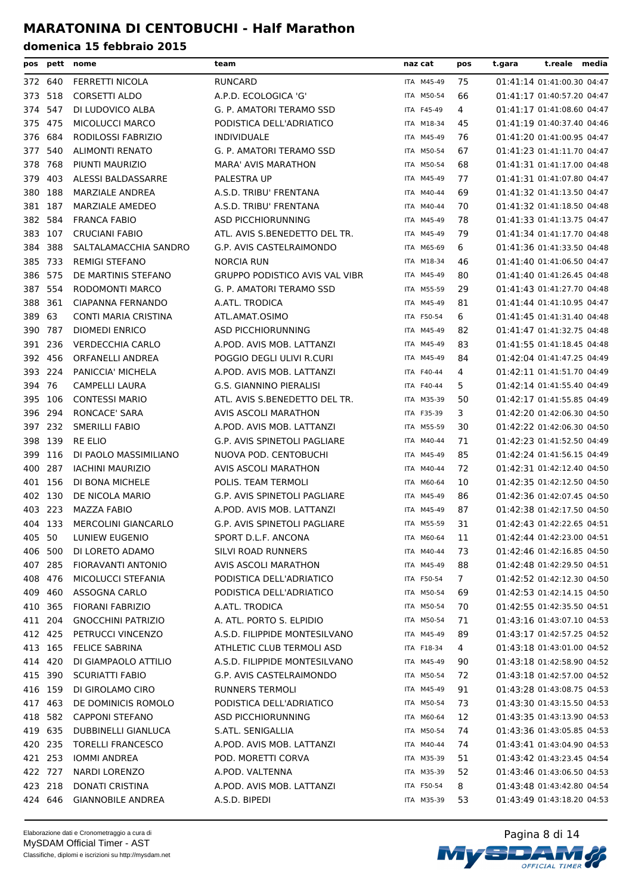# MARATONINA DI CENTOBUCHI - Half Marathon

## domenica 15 febbraio 2015

| pos | pett | nome | team | naz | cat | pos | t.gara | t.reale | media |
|---|---|---|---|---|---|---|---|---|---|
| 372 | 640 | FERRETTI NICOLA | RUNCARD | ITA | M45-49 | 75 | 01:41:14 | 01:41:00.30 | 04:47 |
| 373 | 518 | CORSETTI ALDO | A.P.D. ECOLOGICA 'G' | ITA | M50-54 | 66 | 01:41:17 | 01:40:57.20 | 04:47 |
| 374 | 547 | DI LUDOVICO ALBA | G. P. AMATORI TERAMO SSD | ITA | F45-49 | 4 | 01:41:17 | 01:41:08.60 | 04:47 |
| 375 | 475 | MICOLUCCI MARCO | PODISTICA DELL'ADRIATICO | ITA | M18-34 | 45 | 01:41:19 | 01:40:37.40 | 04:46 |
| 376 | 684 | RODILOSSI FABRIZIO | INDIVIDUALE | ITA | M45-49 | 76 | 01:41:20 | 01:41:00.95 | 04:47 |
| 377 | 540 | ALIMONTI RENATO | G. P. AMATORI TERAMO SSD | ITA | M50-54 | 67 | 01:41:23 | 01:41:11.70 | 04:47 |
| 378 | 768 | PIUNTI MAURIZIO | MARA' AVIS MARATHON | ITA | M50-54 | 68 | 01:41:31 | 01:41:17.00 | 04:48 |
| 379 | 403 | ALESSI BALDASSARRE | PALESTRA UP | ITA | M45-49 | 77 | 01:41:31 | 01:41:07.80 | 04:47 |
| 380 | 188 | MARZIALE ANDREA | A.S.D. TRIBU' FRENTANA | ITA | M40-44 | 69 | 01:41:32 | 01:41:13.50 | 04:47 |
| 381 | 187 | MARZIALE AMEDEO | A.S.D. TRIBU' FRENTANA | ITA | M40-44 | 70 | 01:41:32 | 01:41:18.50 | 04:48 |
| 382 | 584 | FRANCA FABIO | ASD PICCHIORUNNING | ITA | M45-49 | 78 | 01:41:33 | 01:41:13.75 | 04:47 |
| 383 | 107 | CRUCIANI FABIO | ATL. AVIS S.BENEDETTO DEL TR. | ITA | M45-49 | 79 | 01:41:34 | 01:41:17.70 | 04:48 |
| 384 | 388 | SALTALAMACCHIA SANDRO | G.P. AVIS CASTELRAIMONDO | ITA | M65-69 | 6 | 01:41:36 | 01:41:33.50 | 04:48 |
| 385 | 733 | REMIGI STEFANO | NORCIA RUN | ITA | M18-34 | 46 | 01:41:40 | 01:41:06.50 | 04:47 |
| 386 | 575 | DE MARTINIS STEFANO | GRUPPO PODISTICO AVIS VAL VIBR | ITA | M45-49 | 80 | 01:41:40 | 01:41:26.45 | 04:48 |
| 387 | 554 | RODOMONTI MARCO | G. P. AMATORI TERAMO SSD | ITA | M55-59 | 29 | 01:41:43 | 01:41:27.70 | 04:48 |
| 388 | 361 | CIAPANNA FERNANDO | A.ATL. TRODICA | ITA | M45-49 | 81 | 01:41:44 | 01:41:10.95 | 04:47 |
| 389 | 63 | CONTI MARIA CRISTINA | ATL.AMAT.OSIMO | ITA | F50-54 | 6 | 01:41:45 | 01:41:31.40 | 04:48 |
| 390 | 787 | DIOMEDI ENRICO | ASD PICCHIORUNNING | ITA | M45-49 | 82 | 01:41:47 | 01:41:32.75 | 04:48 |
| 391 | 236 | VERDECCHIA CARLO | A.POD. AVIS MOB. LATTANZI | ITA | M45-49 | 83 | 01:41:55 | 01:41:18.45 | 04:48 |
| 392 | 456 | ORFANELLI ANDREA | POGGIO DEGLI ULIVI R.CURI | ITA | M45-49 | 84 | 01:42:04 | 01:41:47.25 | 04:49 |
| 393 | 224 | PANICCIA' MICHELA | A.POD. AVIS MOB. LATTANZI | ITA | F40-44 | 4 | 01:42:11 | 01:41:51.70 | 04:49 |
| 394 | 76 | CAMPELLI LAURA | G.S. GIANNINO PIERALISI | ITA | F40-44 | 5 | 01:42:14 | 01:41:55.40 | 04:49 |
| 395 | 106 | CONTESSI MARIO | ATL. AVIS S.BENEDETTO DEL TR. | ITA | M35-39 | 50 | 01:42:17 | 01:41:55.85 | 04:49 |
| 396 | 294 | RONCACE' SARA | AVIS ASCOLI MARATHON | ITA | F35-39 | 3 | 01:42:20 | 01:42:06.30 | 04:50 |
| 397 | 232 | SMERILLI FABIO | A.POD. AVIS MOB. LATTANZI | ITA | M55-59 | 30 | 01:42:22 | 01:42:06.30 | 04:50 |
| 398 | 139 | RE ELIO | G.P. AVIS SPINETOLI PAGLIARE | ITA | M40-44 | 71 | 01:42:23 | 01:41:52.50 | 04:49 |
| 399 | 116 | DI PAOLO MASSIMILIANO | NUOVA POD. CENTOBUCHI | ITA | M45-49 | 85 | 01:42:24 | 01:41:56.15 | 04:49 |
| 400 | 287 | IACHINI MAURIZIO | AVIS ASCOLI MARATHON | ITA | M40-44 | 72 | 01:42:31 | 01:42:12.40 | 04:50 |
| 401 | 156 | DI BONA MICHELE | POLIS. TEAM TERMOLI | ITA | M60-64 | 10 | 01:42:35 | 01:42:12.50 | 04:50 |
| 402 | 130 | DE NICOLA MARIO | G.P. AVIS SPINETOLI PAGLIARE | ITA | M45-49 | 86 | 01:42:36 | 01:42:07.45 | 04:50 |
| 403 | 223 | MAZZA FABIO | A.POD. AVIS MOB. LATTANZI | ITA | M45-49 | 87 | 01:42:38 | 01:42:17.50 | 04:50 |
| 404 | 133 | MERCOLINI GIANCARLO | G.P. AVIS SPINETOLI PAGLIARE | ITA | M55-59 | 31 | 01:42:43 | 01:42:22.65 | 04:51 |
| 405 | 50 | LUNIEW EUGENIO | SPORT D.L.F. ANCONA | ITA | M60-64 | 11 | 01:42:44 | 01:42:23.00 | 04:51 |
| 406 | 500 | DI LORETO ADAMO | SILVI ROAD RUNNERS | ITA | M40-44 | 73 | 01:42:46 | 01:42:16.85 | 04:50 |
| 407 | 285 | FIORAVANTI ANTONIO | AVIS ASCOLI MARATHON | ITA | M45-49 | 88 | 01:42:48 | 01:42:29.50 | 04:51 |
| 408 | 476 | MICOLUCCI STEFANIA | PODISTICA DELL'ADRIATICO | ITA | F50-54 | 7 | 01:42:52 | 01:42:12.30 | 04:50 |
| 409 | 460 | ASSOGNA CARLO | PODISTICA DELL'ADRIATICO | ITA | M50-54 | 69 | 01:42:53 | 01:42:14.15 | 04:50 |
| 410 | 365 | FIORANI FABRIZIO | A.ATL. TRODICA | ITA | M50-54 | 70 | 01:42:55 | 01:42:35.50 | 04:51 |
| 411 | 204 | GNOCCHINI PATRIZIO | A. ATL. PORTO S. ELPIDIO | ITA | M50-54 | 71 | 01:43:16 | 01:43:07.10 | 04:53 |
| 412 | 425 | PETRUCCI VINCENZO | A.S.D. FILIPPIDE MONTESILVANO | ITA | M45-49 | 89 | 01:43:17 | 01:42:57.25 | 04:52 |
| 413 | 165 | FELICE SABRINA | ATHLETIC CLUB TERMOLI ASD | ITA | F18-34 | 4 | 01:43:18 | 01:43:01.00 | 04:52 |
| 414 | 420 | DI GIAMPAOLO ATTILIO | A.S.D. FILIPPIDE MONTESILVANO | ITA | M45-49 | 90 | 01:43:18 | 01:42:58.90 | 04:52 |
| 415 | 390 | SCURIATTI FABIO | G.P. AVIS CASTELRAIMONDO | ITA | M50-54 | 72 | 01:43:18 | 01:42:57.00 | 04:52 |
| 416 | 159 | DI GIROLAMO CIRO | RUNNERS TERMOLI | ITA | M45-49 | 91 | 01:43:28 | 01:43:08.75 | 04:53 |
| 417 | 463 | DE DOMINICIS ROMOLO | PODISTICA DELL'ADRIATICO | ITA | M50-54 | 73 | 01:43:30 | 01:43:15.50 | 04:53 |
| 418 | 582 | CAPPONI STEFANO | ASD PICCHIORUNNING | ITA | M60-64 | 12 | 01:43:35 | 01:43:13.90 | 04:53 |
| 419 | 635 | DUBBINELLI GIANLUCA | S.ATL. SENIGALLIA | ITA | M50-54 | 74 | 01:43:36 | 01:43:05.85 | 04:53 |
| 420 | 235 | TORELLI FRANCESCO | A.POD. AVIS MOB. LATTANZI | ITA | M40-44 | 74 | 01:43:41 | 01:43:04.90 | 04:53 |
| 421 | 253 | IOMMI ANDREA | POD. MORETTI CORVA | ITA | M35-39 | 51 | 01:43:42 | 01:43:23.45 | 04:54 |
| 422 | 727 | NARDI LORENZO | A.POD. VALTENNA | ITA | M35-39 | 52 | 01:43:46 | 01:43:06.50 | 04:53 |
| 423 | 218 | DONATI CRISTINA | A.POD. AVIS MOB. LATTANZI | ITA | F50-54 | 8 | 01:43:48 | 01:43:42.80 | 04:54 |
| 424 | 646 | GIANNOBILE ANDREA | A.S.D. BIPEDI | ITA | M35-39 | 53 | 01:43:49 | 01:43:18.20 | 04:53 |

Elaborazione dati e Cronometraggio a cura di
MySDAM Official Timer - AST
Classifiche, diplomi e iscrizioni su http://mysdam.net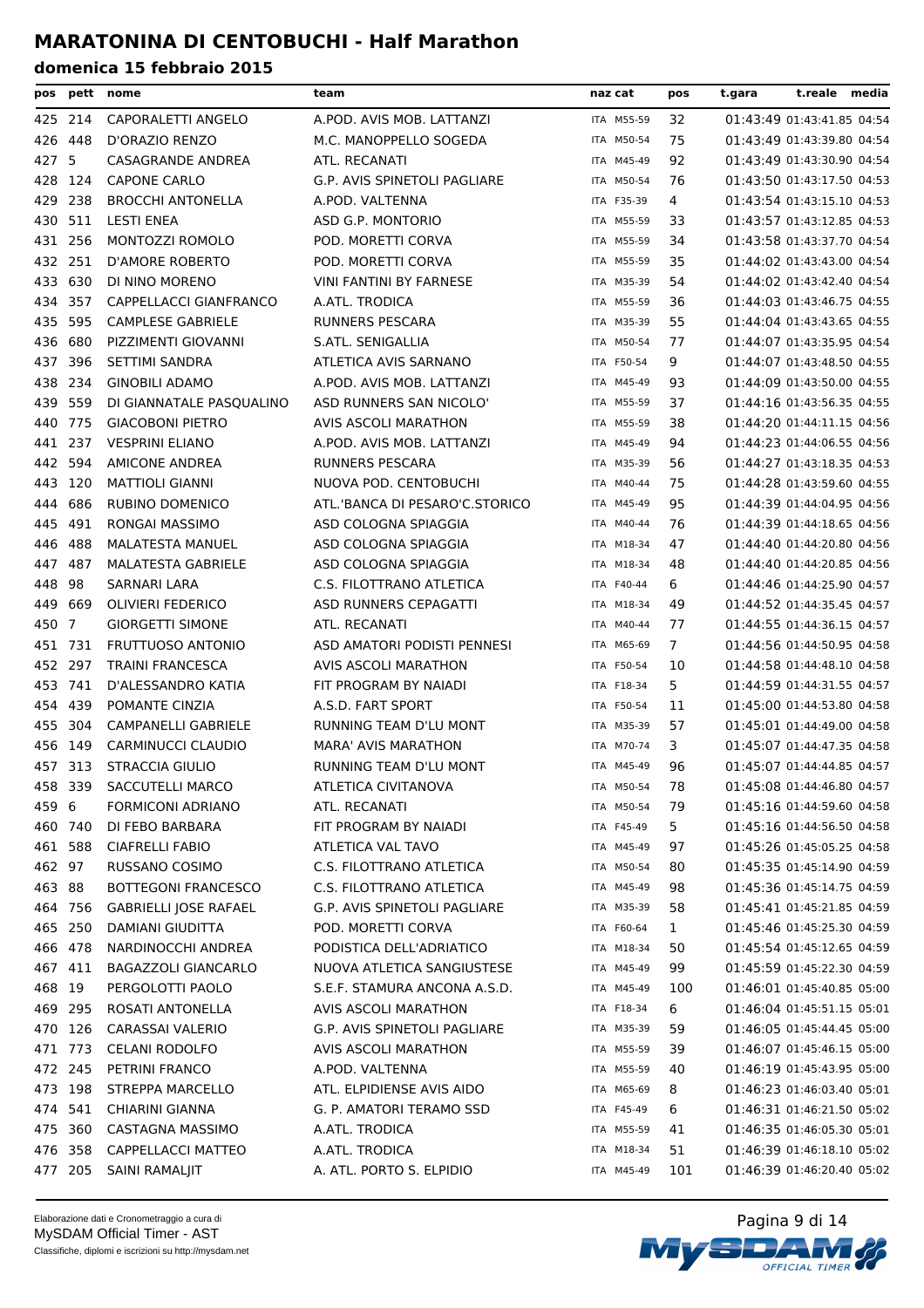# MARATONINA DI CENTOBUCHI - Half Marathon

## domenica 15 febbraio 2015

| pos | pett | nome | team | naz | cat | pos | t.gara | t.reale | media |
|---|---|---|---|---|---|---|---|---|---|
| 425 | 214 | CAPORALETTI ANGELO | A.POD. AVIS MOB. LATTANZI | ITA | M55-59 | 32 | 01:43:49 | 01:43:41.85 | 04:54 |
| 426 | 448 | D'ORAZIO RENZO | M.C. MANOPPELLO SOGEDA | ITA | M50-54 | 75 | 01:43:49 | 01:43:39.80 | 04:54 |
| 427 | 5 | CASAGRANDE ANDREA | ATL. RECANATI | ITA | M45-49 | 92 | 01:43:49 | 01:43:30.90 | 04:54 |
| 428 | 124 | CAPONE CARLO | G.P. AVIS SPINETOLI PAGLIARE | ITA | M50-54 | 76 | 01:43:50 | 01:43:17.50 | 04:53 |
| 429 | 238 | BROCCHI ANTONELLA | A.POD. VALTENNA | ITA | F35-39 | 4 | 01:43:54 | 01:43:15.10 | 04:53 |
| 430 | 511 | LESTI ENEA | ASD G.P. MONTORIO | ITA | M55-59 | 33 | 01:43:57 | 01:43:12.85 | 04:53 |
| 431 | 256 | MONTOZZI ROMOLO | POD. MORETTI CORVA | ITA | M55-59 | 34 | 01:43:58 | 01:43:37.70 | 04:54 |
| 432 | 251 | D'AMORE ROBERTO | POD. MORETTI CORVA | ITA | M55-59 | 35 | 01:44:02 | 01:43:43.00 | 04:54 |
| 433 | 630 | DI NINO MORENO | VINI FANTINI BY FARNESE | ITA | M35-39 | 54 | 01:44:02 | 01:43:42.40 | 04:54 |
| 434 | 357 | CAPPELLACCI GIANFRANCO | A.ATL. TRODICA | ITA | M55-59 | 36 | 01:44:03 | 01:43:46.75 | 04:55 |
| 435 | 595 | CAMPLESE GABRIELE | RUNNERS PESCARA | ITA | M35-39 | 55 | 01:44:04 | 01:43:43.65 | 04:55 |
| 436 | 680 | PIZZIMENTI GIOVANNI | S.ATL. SENIGALLIA | ITA | M50-54 | 77 | 01:44:07 | 01:43:35.95 | 04:54 |
| 437 | 396 | SETTIMI SANDRA | ATLETICA AVIS SARNANO | ITA | F50-54 | 9 | 01:44:07 | 01:43:48.50 | 04:55 |
| 438 | 234 | GINOBILI ADAMO | A.POD. AVIS MOB. LATTANZI | ITA | M45-49 | 93 | 01:44:09 | 01:43:50.00 | 04:55 |
| 439 | 559 | DI GIANNATALE PASQUALINO | ASD RUNNERS SAN NICOLO' | ITA | M55-59 | 37 | 01:44:16 | 01:43:56.35 | 04:55 |
| 440 | 775 | GIACOBONI PIETRO | AVIS ASCOLI MARATHON | ITA | M55-59 | 38 | 01:44:20 | 01:44:11.15 | 04:56 |
| 441 | 237 | VESPRINI ELIANO | A.POD. AVIS MOB. LATTANZI | ITA | M45-49 | 94 | 01:44:23 | 01:44:06.55 | 04:56 |
| 442 | 594 | AMICONE ANDREA | RUNNERS PESCARA | ITA | M35-39 | 56 | 01:44:27 | 01:43:18.35 | 04:53 |
| 443 | 120 | MATTIOLI GIANNI | NUOVA POD. CENTOBUCHI | ITA | M40-44 | 75 | 01:44:28 | 01:43:59.60 | 04:55 |
| 444 | 686 | RUBINO DOMENICO | ATL.'BANCA DI PESARO'C.STORICO | ITA | M45-49 | 95 | 01:44:39 | 01:44:04.95 | 04:56 |
| 445 | 491 | RONGAI MASSIMO | ASD COLOGNA SPIAGGIA | ITA | M40-44 | 76 | 01:44:39 | 01:44:18.65 | 04:56 |
| 446 | 488 | MALATESTA MANUEL | ASD COLOGNA SPIAGGIA | ITA | M18-34 | 47 | 01:44:40 | 01:44:20.80 | 04:56 |
| 447 | 487 | MALATESTA GABRIELE | ASD COLOGNA SPIAGGIA | ITA | M18-34 | 48 | 01:44:40 | 01:44:20.85 | 04:56 |
| 448 | 98 | SARNARI LARA | C.S. FILOTTRANO ATLETICA | ITA | F40-44 | 6 | 01:44:46 | 01:44:25.90 | 04:57 |
| 449 | 669 | OLIVIERI FEDERICO | ASD RUNNERS CEPAGATTI | ITA | M18-34 | 49 | 01:44:52 | 01:44:35.45 | 04:57 |
| 450 | 7 | GIORGETTI SIMONE | ATL. RECANATI | ITA | M40-44 | 77 | 01:44:55 | 01:44:36.15 | 04:57 |
| 451 | 731 | FRUTTUOSO ANTONIO | ASD AMATORI PODISTI PENNESI | ITA | M65-69 | 7 | 01:44:56 | 01:44:50.95 | 04:58 |
| 452 | 297 | TRAINI FRANCESCA | AVIS ASCOLI MARATHON | ITA | F50-54 | 10 | 01:44:58 | 01:44:48.10 | 04:58 |
| 453 | 741 | D'ALESSANDRO KATIA | FIT PROGRAM BY NAIADI | ITA | F18-34 | 5 | 01:44:59 | 01:44:31.55 | 04:57 |
| 454 | 439 | POMANTE CINZIA | A.S.D. FART SPORT | ITA | F50-54 | 11 | 01:45:00 | 01:44:53.80 | 04:58 |
| 455 | 304 | CAMPANELLI GABRIELE | RUNNING TEAM D'LU MONT | ITA | M35-39 | 57 | 01:45:01 | 01:44:49.00 | 04:58 |
| 456 | 149 | CARMINUCCI CLAUDIO | MARA' AVIS MARATHON | ITA | M70-74 | 3 | 01:45:07 | 01:44:47.35 | 04:58 |
| 457 | 313 | STRACCIA GIULIO | RUNNING TEAM D'LU MONT | ITA | M45-49 | 96 | 01:45:07 | 01:44:44.85 | 04:57 |
| 458 | 339 | SACCUTELLI MARCO | ATLETICA CIVITANOVA | ITA | M50-54 | 78 | 01:45:08 | 01:44:46.80 | 04:57 |
| 459 | 6 | FORMICONI ADRIANO | ATL. RECANATI | ITA | M50-54 | 79 | 01:45:16 | 01:44:59.60 | 04:58 |
| 460 | 740 | DI FEBO BARBARA | FIT PROGRAM BY NAIADI | ITA | F45-49 | 5 | 01:45:16 | 01:44:56.50 | 04:58 |
| 461 | 588 | CIAFRELLI FABIO | ATLETICA VAL TAVO | ITA | M45-49 | 97 | 01:45:26 | 01:45:05.25 | 04:58 |
| 462 | 97 | RUSSANO COSIMO | C.S. FILOTTRANO ATLETICA | ITA | M50-54 | 80 | 01:45:35 | 01:45:14.90 | 04:59 |
| 463 | 88 | BOTTEGONI FRANCESCO | C.S. FILOTTRANO ATLETICA | ITA | M45-49 | 98 | 01:45:36 | 01:45:14.75 | 04:59 |
| 464 | 756 | GABRIELLI JOSE RAFAEL | G.P. AVIS SPINETOLI PAGLIARE | ITA | M35-39 | 58 | 01:45:41 | 01:45:21.85 | 04:59 |
| 465 | 250 | DAMIANI GIUDITTA | POD. MORETTI CORVA | ITA | F60-64 | 1 | 01:45:46 | 01:45:25.30 | 04:59 |
| 466 | 478 | NARDINOCCHI ANDREA | PODISTICA DELL'ADRIATICO | ITA | M18-34 | 50 | 01:45:54 | 01:45:12.65 | 04:59 |
| 467 | 411 | BAGAZZOLI GIANCARLO | NUOVA ATLETICA SANGIUSTESE | ITA | M45-49 | 99 | 01:45:59 | 01:45:22.30 | 04:59 |
| 468 | 19 | PERGOLOTTI PAOLO | S.E.F. STAMURA ANCONA A.S.D. | ITA | M45-49 | 100 | 01:46:01 | 01:45:40.85 | 05:00 |
| 469 | 295 | ROSATI ANTONELLA | AVIS ASCOLI MARATHON | ITA | F18-34 | 6 | 01:46:04 | 01:45:51.15 | 05:01 |
| 470 | 126 | CARASSAI VALERIO | G.P. AVIS SPINETOLI PAGLIARE | ITA | M35-39 | 59 | 01:46:05 | 01:45:44.45 | 05:00 |
| 471 | 773 | CELANI RODOLFO | AVIS ASCOLI MARATHON | ITA | M55-59 | 39 | 01:46:07 | 01:45:46.15 | 05:00 |
| 472 | 245 | PETRINI FRANCO | A.POD. VALTENNA | ITA | M55-59 | 40 | 01:46:19 | 01:45:43.95 | 05:00 |
| 473 | 198 | STREPPA MARCELLO | ATL. ELPIDIENSE AVIS AIDO | ITA | M65-69 | 8 | 01:46:23 | 01:46:03.40 | 05:01 |
| 474 | 541 | CHIARINI GIANNA | G. P. AMATORI TERAMO SSD | ITA | F45-49 | 6 | 01:46:31 | 01:46:21.50 | 05:02 |
| 475 | 360 | CASTAGNA MASSIMO | A.ATL. TRODICA | ITA | M55-59 | 41 | 01:46:35 | 01:46:05.30 | 05:01 |
| 476 | 358 | CAPPELLACCI MATTEO | A.ATL. TRODICA | ITA | M18-34 | 51 | 01:46:39 | 01:46:18.10 | 05:02 |
| 477 | 205 | SAINI RAMALJIT | A. ATL. PORTO S. ELPIDIO | ITA | M45-49 | 101 | 01:46:39 | 01:46:20.40 | 05:02 |

Elaborazione dati e Cronometraggio a cura di
MySDAM Official Timer - AST
Classifiche, diplomi e iscrizioni su http://mysdam.net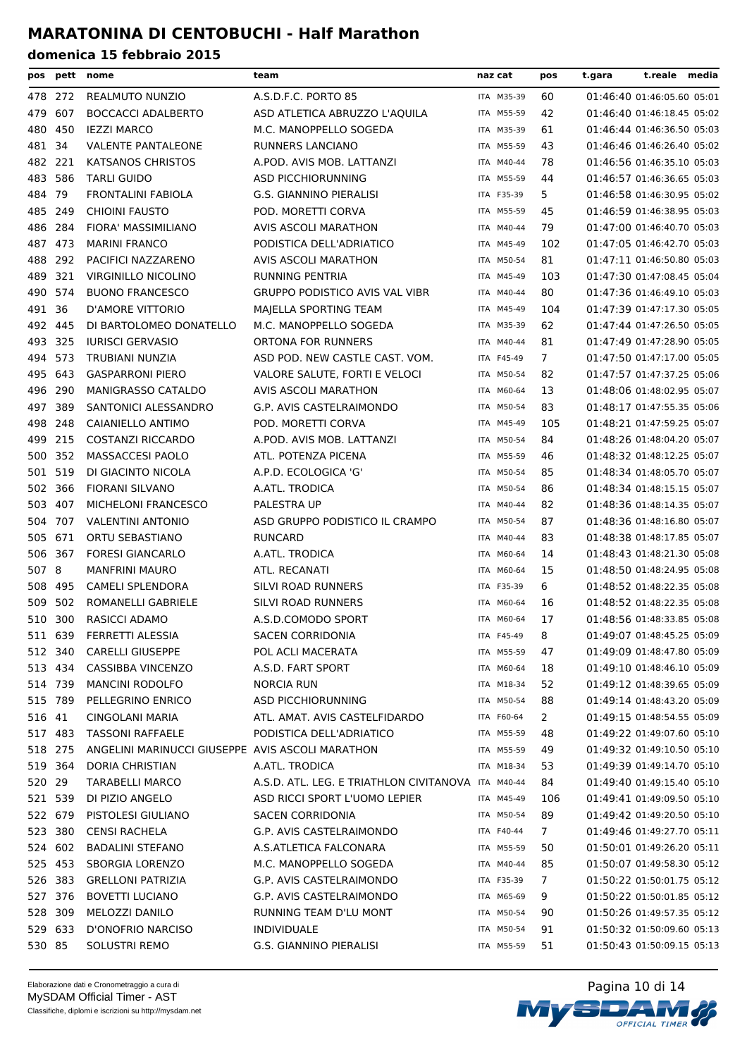# MARATONINA DI CENTOBUCHI - Half Marathon

## domenica 15 febbraio 2015

| pos | pett | nome | team | naz | cat | pos | t.gara | t.reale | media |
|---|---|---|---|---|---|---|---|---|---|
| 478 | 272 | REALMUTO NUNZIO | A.S.D.F.C. PORTO 85 | ITA | M35-39 | 60 | 01:46:40 | 01:46:05.60 | 05:01 |
| 479 | 607 | BOCCACCI ADALBERTO | ASD ATLETICA ABRUZZO L'AQUILA | ITA | M55-59 | 42 | 01:46:40 | 01:46:18.45 | 05:02 |
| 480 | 450 | IEZZI MARCO | M.C. MANOPPELLO SOGEDA | ITA | M35-39 | 61 | 01:46:44 | 01:46:36.50 | 05:03 |
| 481 | 34 | VALENTE PANTALEONE | RUNNERS LANCIANO | ITA | M55-59 | 43 | 01:46:46 | 01:46:26.40 | 05:02 |
| 482 | 221 | KATSANOS CHRISTOS | A.POD. AVIS MOB. LATTANZI | ITA | M40-44 | 78 | 01:46:56 | 01:46:35.10 | 05:03 |
| 483 | 586 | TARLI GUIDO | ASD PICCHIORUNNING | ITA | M55-59 | 44 | 01:46:57 | 01:46:36.65 | 05:03 |
| 484 | 79 | FRONTALINI FABIOLA | G.S. GIANNINO PIERALISI | ITA | F35-39 | 5 | 01:46:58 | 01:46:30.95 | 05:02 |
| 485 | 249 | CHIOINI FAUSTO | POD. MORETTI CORVA | ITA | M55-59 | 45 | 01:46:59 | 01:46:38.95 | 05:03 |
| 486 | 284 | FIORA' MASSIMILIANO | AVIS ASCOLI MARATHON | ITA | M40-44 | 79 | 01:47:00 | 01:46:40.70 | 05:03 |
| 487 | 473 | MARINI FRANCO | PODISTICA DELL'ADRIATICO | ITA | M45-49 | 102 | 01:47:05 | 01:46:42.70 | 05:03 |
| 488 | 292 | PACIFICI NAZZARENO | AVIS ASCOLI MARATHON | ITA | M50-54 | 81 | 01:47:11 | 01:46:50.80 | 05:03 |
| 489 | 321 | VIRGINILLO NICOLINO | RUNNING PENTRIA | ITA | M45-49 | 103 | 01:47:30 | 01:47:08.45 | 05:04 |
| 490 | 574 | BUONO FRANCESCO | GRUPPO PODISTICO AVIS VAL VIBR | ITA | M40-44 | 80 | 01:47:36 | 01:46:49.10 | 05:03 |
| 491 | 36 | D'AMORE VITTORIO | MAJELLA SPORTING TEAM | ITA | M45-49 | 104 | 01:47:39 | 01:47:17.30 | 05:05 |
| 492 | 445 | DI BARTOLOMEO DONATELLO | M.C. MANOPPELLO SOGEDA | ITA | M35-39 | 62 | 01:47:44 | 01:47:26.50 | 05:05 |
| 493 | 325 | IURISCI GERVASIO | ORTONA FOR RUNNERS | ITA | M40-44 | 81 | 01:47:49 | 01:47:28.90 | 05:05 |
| 494 | 573 | TRUBIANI NUNZIA | ASD POD. NEW CASTLE CAST. VOM. | ITA | F45-49 | 7 | 01:47:50 | 01:47:17.00 | 05:05 |
| 495 | 643 | GASPARRONI PIERO | VALORE SALUTE, FORTI E VELOCI | ITA | M50-54 | 82 | 01:47:57 | 01:47:37.25 | 05:06 |
| 496 | 290 | MANIGRASSO CATALDO | AVIS ASCOLI MARATHON | ITA | M60-64 | 13 | 01:48:06 | 01:48:02.95 | 05:07 |
| 497 | 389 | SANTONICI ALESSANDRO | G.P. AVIS CASTELRAIMONDO | ITA | M50-54 | 83 | 01:48:17 | 01:47:55.35 | 05:06 |
| 498 | 248 | CAIANIELLO ANTIMO | POD. MORETTI CORVA | ITA | M45-49 | 105 | 01:48:21 | 01:47:59.25 | 05:07 |
| 499 | 215 | COSTANZI RICCARDO | A.POD. AVIS MOB. LATTANZI | ITA | M50-54 | 84 | 01:48:26 | 01:48:04.20 | 05:07 |
| 500 | 352 | MASSACCESI PAOLO | ATL. POTENZA PICENA | ITA | M55-59 | 46 | 01:48:32 | 01:48:12.25 | 05:07 |
| 501 | 519 | DI GIACINTO NICOLA | A.P.D. ECOLOGICA 'G' | ITA | M50-54 | 85 | 01:48:34 | 01:48:05.70 | 05:07 |
| 502 | 366 | FIORANI SILVANO | A.ATL. TRODICA | ITA | M50-54 | 86 | 01:48:34 | 01:48:15.15 | 05:07 |
| 503 | 407 | MICHELONI FRANCESCO | PALESTRA UP | ITA | M40-44 | 82 | 01:48:36 | 01:48:14.35 | 05:07 |
| 504 | 707 | VALENTINI ANTONIO | ASD GRUPPO PODISTICO IL CRAMPO | ITA | M50-54 | 87 | 01:48:36 | 01:48:16.80 | 05:07 |
| 505 | 671 | ORTU SEBASTIANO | RUNCARD | ITA | M40-44 | 83 | 01:48:38 | 01:48:17.85 | 05:07 |
| 506 | 367 | FORESI GIANCARLO | A.ATL. TRODICA | ITA | M60-64 | 14 | 01:48:43 | 01:48:21.30 | 05:08 |
| 507 | 8 | MANFRINI MAURO | ATL. RECANATI | ITA | M60-64 | 15 | 01:48:50 | 01:48:24.95 | 05:08 |
| 508 | 495 | CAMELI SPLENDORA | SILVI ROAD RUNNERS | ITA | F35-39 | 6 | 01:48:52 | 01:48:22.35 | 05:08 |
| 509 | 502 | ROMANELLI GABRIELE | SILVI ROAD RUNNERS | ITA | M60-64 | 16 | 01:48:52 | 01:48:22.35 | 05:08 |
| 510 | 300 | RASICCI ADAMO | A.S.D.COMODO SPORT | ITA | M60-64 | 17 | 01:48:56 | 01:48:33.85 | 05:08 |
| 511 | 639 | FERRETTI ALESSIA | SACEN CORRIDONIA | ITA | F45-49 | 8 | 01:49:07 | 01:48:45.25 | 05:09 |
| 512 | 340 | CARELLI GIUSEPPE | POL ACLI MACERATA | ITA | M55-59 | 47 | 01:49:09 | 01:48:47.80 | 05:09 |
| 513 | 434 | CASSIBBA VINCENZO | A.S.D. FART SPORT | ITA | M60-64 | 18 | 01:49:10 | 01:48:46.10 | 05:09 |
| 514 | 739 | MANCINI RODOLFO | NORCIA RUN | ITA | M18-34 | 52 | 01:49:12 | 01:48:39.65 | 05:09 |
| 515 | 789 | PELLEGRINO ENRICO | ASD PICCHIORUNNING | ITA | M50-54 | 88 | 01:49:14 | 01:48:43.20 | 05:09 |
| 516 | 41 | CINGOLANI MARIA | ATL. AMAT. AVIS CASTELFIDARDO | ITA | F60-64 | 2 | 01:49:15 | 01:48:54.55 | 05:09 |
| 517 | 483 | TASSONI RAFFAELE | PODISTICA DELL'ADRIATICO | ITA | M55-59 | 48 | 01:49:22 | 01:49:07.60 | 05:10 |
| 518 | 275 | ANGELINI MARINUCCI GIUSEPPE | AVIS ASCOLI MARATHON | ITA | M55-59 | 49 | 01:49:32 | 01:49:10.50 | 05:10 |
| 519 | 364 | DORIA CHRISTIAN | A.ATL. TRODICA | ITA | M18-34 | 53 | 01:49:39 | 01:49:14.70 | 05:10 |
| 520 | 29 | TARABELLI MARCO | A.S.D. ATL. LEG. E TRIATHLON CIVITANOVA | ITA | M40-44 | 84 | 01:49:40 | 01:49:15.40 | 05:10 |
| 521 | 539 | DI PIZIO ANGELO | ASD RICCI SPORT L'UOMO LEPIER | ITA | M45-49 | 106 | 01:49:41 | 01:49:09.50 | 05:10 |
| 522 | 679 | PISTOLESI GIULIANO | SACEN CORRIDONIA | ITA | M50-54 | 89 | 01:49:42 | 01:49:20.50 | 05:10 |
| 523 | 380 | CENSI RACHELA | G.P. AVIS CASTELRAIMONDO | ITA | F40-44 | 7 | 01:49:46 | 01:49:27.70 | 05:11 |
| 524 | 602 | BADALINI STEFANO | A.S.ATLETICA FALCONARA | ITA | M55-59 | 50 | 01:50:01 | 01:49:26.20 | 05:11 |
| 525 | 453 | SBORGIA LORENZO | M.C. MANOPPELLO SOGEDA | ITA | M40-44 | 85 | 01:50:07 | 01:49:58.30 | 05:12 |
| 526 | 383 | GRELLONI PATRIZIA | G.P. AVIS CASTELRAIMONDO | ITA | F35-39 | 7 | 01:50:22 | 01:50:01.75 | 05:12 |
| 527 | 376 | BOVETTI LUCIANO | G.P. AVIS CASTELRAIMONDO | ITA | M65-69 | 9 | 01:50:22 | 01:50:01.85 | 05:12 |
| 528 | 309 | MELOZZI DANILO | RUNNING TEAM D'LU MONT | ITA | M50-54 | 90 | 01:50:26 | 01:49:57.35 | 05:12 |
| 529 | 633 | D'ONOFRIO NARCISO | INDIVIDUALE | ITA | M50-54 | 91 | 01:50:32 | 01:50:09.60 | 05:13 |
| 530 | 85 | SOLUSTRI REMO | G.S. GIANNINO PIERALISI | ITA | M55-59 | 51 | 01:50:43 | 01:50:09.15 | 05:13 |

Elaborazione dati e Cronometraggio a cura di
MySDAM Official Timer - AST
Classifiche, diplomi e iscrizioni su http://mysdam.net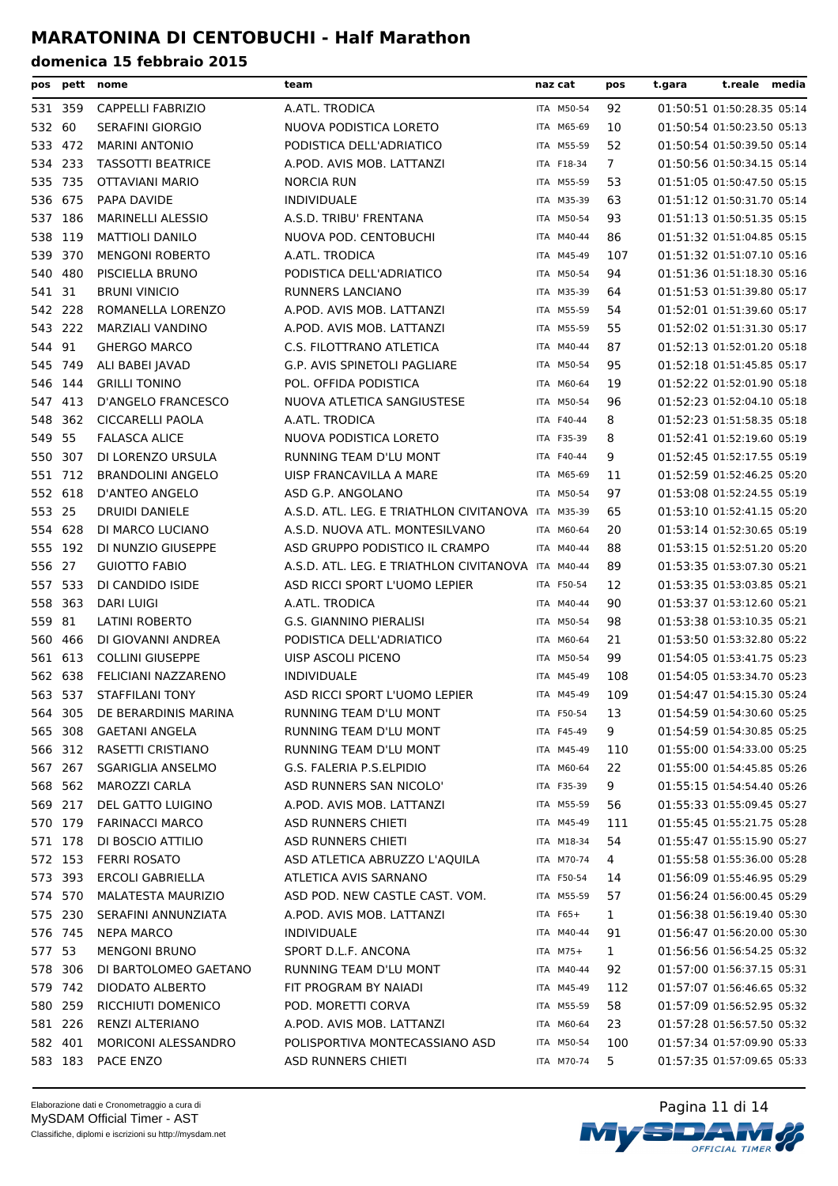# MARATONINA DI CENTOBUCHI - Half Marathon

## domenica 15 febbraio 2015

| pos | pett | nome | team | naz | cat | pos | t.gara | t.reale | media |
|---|---|---|---|---|---|---|---|---|---|
| 531 | 359 | CAPPELLI FABRIZIO | A.ATL. TRODICA | ITA | M50-54 | 92 | 01:50:51 | 01:50:28.35 | 05:14 |
| 532 | 60 | SERAFINI GIORGIO | NUOVA PODISTICA LORETO | ITA | M65-69 | 10 | 01:50:54 | 01:50:23.50 | 05:13 |
| 533 | 472 | MARINI ANTONIO | PODISTICA DELL'ADRIATICO | ITA | M55-59 | 52 | 01:50:54 | 01:50:39.50 | 05:14 |
| 534 | 233 | TASSOTTI BEATRICE | A.POD. AVIS MOB. LATTANZI | ITA | F18-34 | 7 | 01:50:56 | 01:50:34.15 | 05:14 |
| 535 | 735 | OTTAVIANI MARIO | NORCIA RUN | ITA | M55-59 | 53 | 01:51:05 | 01:50:47.50 | 05:15 |
| 536 | 675 | PAPA DAVIDE | INDIVIDUALE | ITA | M35-39 | 63 | 01:51:12 | 01:50:31.70 | 05:14 |
| 537 | 186 | MARINELLI ALESSIO | A.S.D. TRIBU' FRENTANA | ITA | M50-54 | 93 | 01:51:13 | 01:50:51.35 | 05:15 |
| 538 | 119 | MATTIOLI DANILO | NUOVA POD. CENTOBUCHI | ITA | M40-44 | 86 | 01:51:32 | 01:51:04.85 | 05:15 |
| 539 | 370 | MENGONI ROBERTO | A.ATL. TRODICA | ITA | M45-49 | 107 | 01:51:32 | 01:51:07.10 | 05:16 |
| 540 | 480 | PISCIELLA BRUNO | PODISTICA DELL'ADRIATICO | ITA | M50-54 | 94 | 01:51:36 | 01:51:18.30 | 05:16 |
| 541 | 31 | BRUNI VINICIO | RUNNERS LANCIANO | ITA | M35-39 | 64 | 01:51:53 | 01:51:39.80 | 05:17 |
| 542 | 228 | ROMANELLA LORENZO | A.POD. AVIS MOB. LATTANZI | ITA | M55-59 | 54 | 01:52:01 | 01:51:39.60 | 05:17 |
| 543 | 222 | MARZIALI VANDINO | A.POD. AVIS MOB. LATTANZI | ITA | M55-59 | 55 | 01:52:02 | 01:51:31.30 | 05:17 |
| 544 | 91 | GHERGO MARCO | C.S. FILOTTRANO ATLETICA | ITA | M40-44 | 87 | 01:52:13 | 01:52:01.20 | 05:18 |
| 545 | 749 | ALI BABEI JAVAD | G.P. AVIS SPINETOLI PAGLIARE | ITA | M50-54 | 95 | 01:52:18 | 01:51:45.85 | 05:17 |
| 546 | 144 | GRILLI TONINO | POL. OFFIDA PODISTICA | ITA | M60-64 | 19 | 01:52:22 | 01:52:01.90 | 05:18 |
| 547 | 413 | D'ANGELO FRANCESCO | NUOVA ATLETICA SANGIUSTESE | ITA | M50-54 | 96 | 01:52:23 | 01:52:04.10 | 05:18 |
| 548 | 362 | CICCARELLI PAOLA | A.ATL. TRODICA | ITA | F40-44 | 8 | 01:52:23 | 01:51:58.35 | 05:18 |
| 549 | 55 | FALASCA ALICE | NUOVA PODISTICA LORETO | ITA | F35-39 | 8 | 01:52:41 | 01:52:19.60 | 05:19 |
| 550 | 307 | DI LORENZO URSULA | RUNNING TEAM D'LU MONT | ITA | F40-44 | 9 | 01:52:45 | 01:52:17.55 | 05:19 |
| 551 | 712 | BRANDOLINI ANGELO | UISP FRANCAVILLA A MARE | ITA | M65-69 | 11 | 01:52:59 | 01:52:46.25 | 05:20 |
| 552 | 618 | D'ANTEO ANGELO | ASD G.P. ANGOLANO | ITA | M50-54 | 97 | 01:53:08 | 01:52:24.55 | 05:19 |
| 553 | 25 | DRUIDI DANIELE | A.S.D. ATL. LEG. E TRIATHLON CIVITANOVA | ITA | M35-39 | 65 | 01:53:10 | 01:52:41.15 | 05:20 |
| 554 | 628 | DI MARCO LUCIANO | A.S.D. NUOVA ATL. MONTESILVANO | ITA | M60-64 | 20 | 01:53:14 | 01:52:30.65 | 05:19 |
| 555 | 192 | DI NUNZIO GIUSEPPE | ASD GRUPPO PODISTICO IL CRAMPO | ITA | M40-44 | 88 | 01:53:15 | 01:52:51.20 | 05:20 |
| 556 | 27 | GUIOTTO FABIO | A.S.D. ATL. LEG. E TRIATHLON CIVITANOVA | ITA | M40-44 | 89 | 01:53:35 | 01:53:07.30 | 05:21 |
| 557 | 533 | DI CANDIDO ISIDE | ASD RICCI SPORT L'UOMO LEPIER | ITA | F50-54 | 12 | 01:53:35 | 01:53:03.85 | 05:21 |
| 558 | 363 | DARI LUIGI | A.ATL. TRODICA | ITA | M40-44 | 90 | 01:53:37 | 01:53:12.60 | 05:21 |
| 559 | 81 | LATINI ROBERTO | G.S. GIANNINO PIERALISI | ITA | M50-54 | 98 | 01:53:38 | 01:53:10.35 | 05:21 |
| 560 | 466 | DI GIOVANNI ANDREA | PODISTICA DELL'ADRIATICO | ITA | M60-64 | 21 | 01:53:50 | 01:53:32.80 | 05:22 |
| 561 | 613 | COLLINI GIUSEPPE | UISP ASCOLI PICENO | ITA | M50-54 | 99 | 01:54:05 | 01:53:41.75 | 05:23 |
| 562 | 638 | FELICIANI NAZZARENO | INDIVIDUALE | ITA | M45-49 | 108 | 01:54:05 | 01:53:34.70 | 05:23 |
| 563 | 537 | STAFFILANI TONY | ASD RICCI SPORT L'UOMO LEPIER | ITA | M45-49 | 109 | 01:54:47 | 01:54:15.30 | 05:24 |
| 564 | 305 | DE BERARDINIS MARINA | RUNNING TEAM D'LU MONT | ITA | F50-54 | 13 | 01:54:59 | 01:54:30.60 | 05:25 |
| 565 | 308 | GAETANI ANGELA | RUNNING TEAM D'LU MONT | ITA | F45-49 | 9 | 01:54:59 | 01:54:30.85 | 05:25 |
| 566 | 312 | RASETTI CRISTIANO | RUNNING TEAM D'LU MONT | ITA | M45-49 | 110 | 01:55:00 | 01:54:33.00 | 05:25 |
| 567 | 267 | SGARIGLIA ANSELMO | G.S. FALERIA P.S.ELPIDIO | ITA | M60-64 | 22 | 01:55:00 | 01:54:45.85 | 05:26 |
| 568 | 562 | MAROZZI CARLA | ASD RUNNERS SAN NICOLO' | ITA | F35-39 | 9 | 01:55:15 | 01:54:54.40 | 05:26 |
| 569 | 217 | DEL GATTO LUIGINO | A.POD. AVIS MOB. LATTANZI | ITA | M55-59 | 56 | 01:55:33 | 01:55:09.45 | 05:27 |
| 570 | 179 | FARINACCI MARCO | ASD RUNNERS CHIETI | ITA | M45-49 | 111 | 01:55:45 | 01:55:21.75 | 05:28 |
| 571 | 178 | DI BOSCIO ATTILIO | ASD RUNNERS CHIETI | ITA | M18-34 | 54 | 01:55:47 | 01:55:15.90 | 05:27 |
| 572 | 153 | FERRI ROSATO | ASD ATLETICA ABRUZZO L'AQUILA | ITA | M70-74 | 4 | 01:55:58 | 01:55:36.00 | 05:28 |
| 573 | 393 | ERCOLI GABRIELLA | ATLETICA AVIS SARNANO | ITA | F50-54 | 14 | 01:56:09 | 01:55:46.95 | 05:29 |
| 574 | 570 | MALATESTA MAURIZIO | ASD POD. NEW CASTLE CAST. VOM. | ITA | M55-59 | 57 | 01:56:24 | 01:56:00.45 | 05:29 |
| 575 | 230 | SERAFINI ANNUNZIATA | A.POD. AVIS MOB. LATTANZI | ITA | F65+ | 1 | 01:56:38 | 01:56:19.40 | 05:30 |
| 576 | 745 | NEPA MARCO | INDIVIDUALE | ITA | M40-44 | 91 | 01:56:47 | 01:56:20.00 | 05:30 |
| 577 | 53 | MENGONI BRUNO | SPORT D.L.F. ANCONA | ITA | M75+ | 1 | 01:56:56 | 01:56:54.25 | 05:32 |
| 578 | 306 | DI BARTOLOMEO GAETANO | RUNNING TEAM D'LU MONT | ITA | M40-44 | 92 | 01:57:00 | 01:56:37.15 | 05:31 |
| 579 | 742 | DIODATO ALBERTO | FIT PROGRAM BY NAIADI | ITA | M45-49 | 112 | 01:57:07 | 01:56:46.65 | 05:32 |
| 580 | 259 | RICCHIUTI DOMENICO | POD. MORETTI CORVA | ITA | M55-59 | 58 | 01:57:09 | 01:56:52.95 | 05:32 |
| 581 | 226 | RENZI ALTERIANO | A.POD. AVIS MOB. LATTANZI | ITA | M60-64 | 23 | 01:57:28 | 01:56:57.50 | 05:32 |
| 582 | 401 | MORICONI ALESSANDRO | POLISPORTIVA MONTECASSIANO ASD | ITA | M50-54 | 100 | 01:57:34 | 01:57:09.90 | 05:33 |
| 583 | 183 | PACE ENZO | ASD RUNNERS CHIETI | ITA | M70-74 | 5 | 01:57:35 | 01:57:09.65 | 05:33 |

Elaborazione dati e Cronometraggio a cura di
MySDAM Official Timer - AST
Classifiche, diplomi e iscrizioni su http://mysdam.net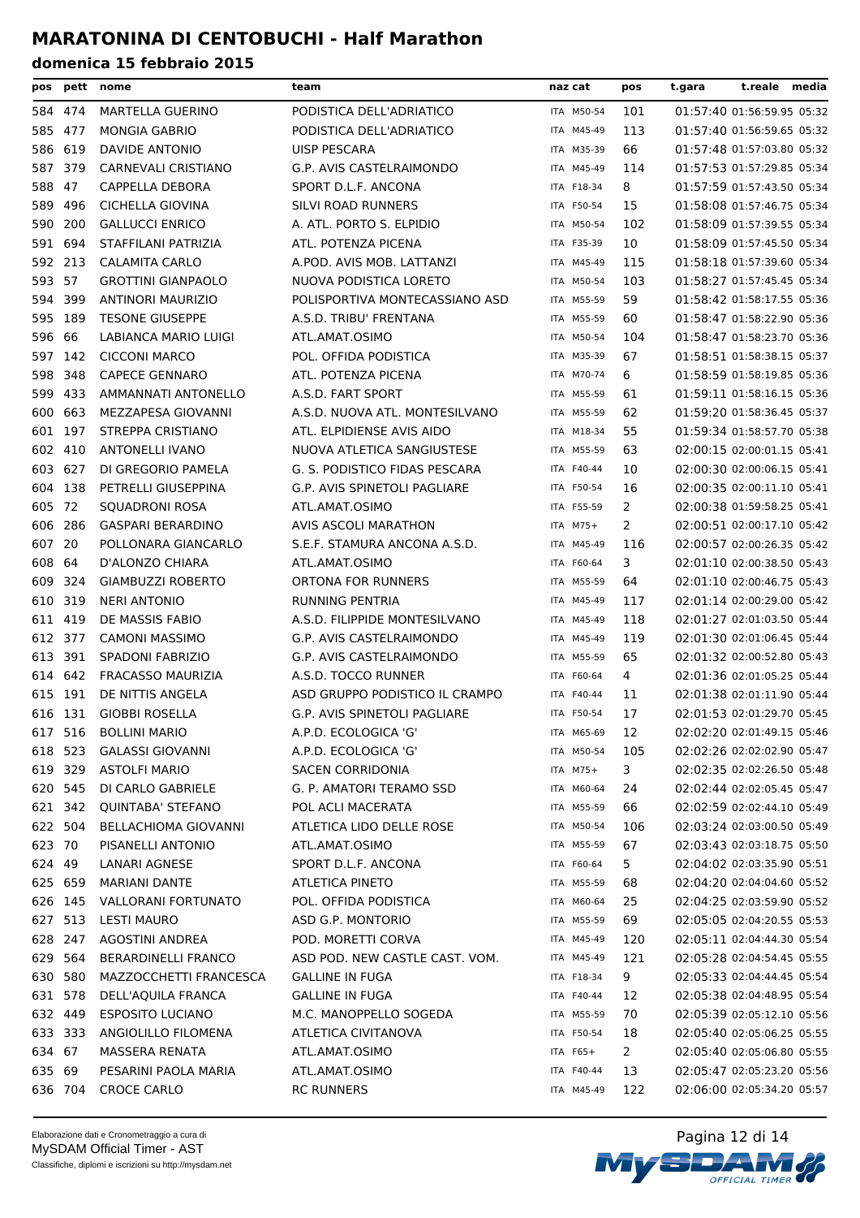# MARATONINA DI CENTOBUCHI - Half Marathon

## domenica 15 febbraio 2015

| pos | pett | nome | team | naz | cat | pos | t.gara | t.reale | media |
|---|---|---|---|---|---|---|---|---|---|
| 584 | 474 | MARTELLA GUERINO | PODISTICA DELL'ADRIATICO | ITA | M50-54 | 101 | 01:57:40 | 01:56:59.95 | 05:32 |
| 585 | 477 | MONGIA GABRIO | PODISTICA DELL'ADRIATICO | ITA | M45-49 | 113 | 01:57:40 | 01:56:59.65 | 05:32 |
| 586 | 619 | DAVIDE ANTONIO | UISP PESCARA | ITA | M35-39 | 66 | 01:57:48 | 01:57:03.80 | 05:32 |
| 587 | 379 | CARNEVALI CRISTIANO | G.P. AVIS CASTELRAIMONDO | ITA | M45-49 | 114 | 01:57:53 | 01:57:29.85 | 05:34 |
| 588 | 47 | CAPPELLA DEBORA | SPORT D.L.F. ANCONA | ITA | F18-34 | 8 | 01:57:59 | 01:57:43.50 | 05:34 |
| 589 | 496 | CICHELLA GIOVINA | SILVI ROAD RUNNERS | ITA | F50-54 | 15 | 01:58:08 | 01:57:46.75 | 05:34 |
| 590 | 200 | GALLUCCI ENRICO | A. ATL. PORTO S. ELPIDIO | ITA | M50-54 | 102 | 01:58:09 | 01:57:39.55 | 05:34 |
| 591 | 694 | STAFFILANI PATRIZIA | ATL. POTENZA PICENA | ITA | F35-39 | 10 | 01:58:09 | 01:57:45.50 | 05:34 |
| 592 | 213 | CALAMITA CARLO | A.POD. AVIS MOB. LATTANZI | ITA | M45-49 | 115 | 01:58:18 | 01:57:39.60 | 05:34 |
| 593 | 57 | GROTTINI GIANPAOLO | NUOVA PODISTICA LORETO | ITA | M50-54 | 103 | 01:58:27 | 01:57:45.45 | 05:34 |
| 594 | 399 | ANTINORI MAURIZIO | POLISPORTIVA MONTECASSIANO ASD | ITA | M55-59 | 59 | 01:58:42 | 01:58:17.55 | 05:36 |
| 595 | 189 | TESONE GIUSEPPE | A.S.D. TRIBU' FRENTANA | ITA | M55-59 | 60 | 01:58:47 | 01:58:22.90 | 05:36 |
| 596 | 66 | LABIANCA MARIO LUIGI | ATL.AMAT.OSIMO | ITA | M50-54 | 104 | 01:58:47 | 01:58:23.70 | 05:36 |
| 597 | 142 | CICCONI MARCO | POL. OFFIDA PODISTICA | ITA | M35-39 | 67 | 01:58:51 | 01:58:38.15 | 05:37 |
| 598 | 348 | CAPECE GENNARO | ATL. POTENZA PICENA | ITA | M70-74 | 6 | 01:58:59 | 01:58:19.85 | 05:36 |
| 599 | 433 | AMMANNATI ANTONELLO | A.S.D. FART SPORT | ITA | M55-59 | 61 | 01:59:11 | 01:58:16.15 | 05:36 |
| 600 | 663 | MEZZAPESA GIOVANNI | A.S.D. NUOVA ATL. MONTESILVANO | ITA | M55-59 | 62 | 01:59:20 | 01:58:36.45 | 05:37 |
| 601 | 197 | STREPPA CRISTIANO | ATL. ELPIDIENSE AVIS AIDO | ITA | M18-34 | 55 | 01:59:34 | 01:58:57.70 | 05:38 |
| 602 | 410 | ANTONELLI IVANO | NUOVA ATLETICA SANGIUSTESE | ITA | M55-59 | 63 | 02:00:15 | 02:00:01.15 | 05:41 |
| 603 | 627 | DI GREGORIO PAMELA | G. S. PODISTICO FIDAS PESCARA | ITA | F40-44 | 10 | 02:00:30 | 02:00:06.15 | 05:41 |
| 604 | 138 | PETRELLI GIUSEPPINA | G.P. AVIS SPINETOLI PAGLIARE | ITA | F50-54 | 16 | 02:00:35 | 02:00:11.10 | 05:41 |
| 605 | 72 | SQUADRONI ROSA | ATL.AMAT.OSIMO | ITA | F55-59 | 2 | 02:00:38 | 01:59:58.25 | 05:41 |
| 606 | 286 | GASPARI BERARDINO | AVIS ASCOLI MARATHON | ITA | M75+ | 2 | 02:00:51 | 02:00:17.10 | 05:42 |
| 607 | 20 | POLLONARA GIANCARLO | S.E.F. STAMURA ANCONA A.S.D. | ITA | M45-49 | 116 | 02:00:57 | 02:00:26.35 | 05:42 |
| 608 | 64 | D'ALONZO CHIARA | ATL.AMAT.OSIMO | ITA | F60-64 | 3 | 02:01:10 | 02:00:38.50 | 05:43 |
| 609 | 324 | GIAMBUZZI ROBERTO | ORTONA FOR RUNNERS | ITA | M55-59 | 64 | 02:01:10 | 02:00:46.75 | 05:43 |
| 610 | 319 | NERI ANTONIO | RUNNING PENTRIA | ITA | M45-49 | 117 | 02:01:14 | 02:00:29.00 | 05:42 |
| 611 | 419 | DE MASSIS FABIO | A.S.D. FILIPPIDE MONTESILVANO | ITA | M45-49 | 118 | 02:01:27 | 02:01:03.50 | 05:44 |
| 612 | 377 | CAMONI MASSIMO | G.P. AVIS CASTELRAIMONDO | ITA | M45-49 | 119 | 02:01:30 | 02:01:06.45 | 05:44 |
| 613 | 391 | SPADONI FABRIZIO | G.P. AVIS CASTELRAIMONDO | ITA | M55-59 | 65 | 02:01:32 | 02:00:52.80 | 05:43 |
| 614 | 642 | FRACASSO MAURIZIA | A.S.D. TOCCO RUNNER | ITA | F60-64 | 4 | 02:01:36 | 02:01:05.25 | 05:44 |
| 615 | 191 | DE NITTIS ANGELA | ASD GRUPPO PODISTICO IL CRAMPO | ITA | F40-44 | 11 | 02:01:38 | 02:01:11.90 | 05:44 |
| 616 | 131 | GIOBBI ROSELLA | G.P. AVIS SPINETOLI PAGLIARE | ITA | F50-54 | 17 | 02:01:53 | 02:01:29.70 | 05:45 |
| 617 | 516 | BOLLINI MARIO | A.P.D. ECOLOGICA 'G' | ITA | M65-69 | 12 | 02:02:20 | 02:01:49.15 | 05:46 |
| 618 | 523 | GALASSI GIOVANNI | A.P.D. ECOLOGICA 'G' | ITA | M50-54 | 105 | 02:02:26 | 02:02:02.90 | 05:47 |
| 619 | 329 | ASTOLFI MARIO | SACEN CORRIDONIA | ITA | M75+ | 3 | 02:02:35 | 02:02:26.50 | 05:48 |
| 620 | 545 | DI CARLO GABRIELE | G. P. AMATORI TERAMO SSD | ITA | M60-64 | 24 | 02:02:44 | 02:02:05.45 | 05:47 |
| 621 | 342 | QUINTABA' STEFANO | POL ACLI MACERATA | ITA | M55-59 | 66 | 02:02:59 | 02:02:44.10 | 05:49 |
| 622 | 504 | BELLACHIOMA GIOVANNI | ATLETICA LIDO DELLE ROSE | ITA | M50-54 | 106 | 02:03:24 | 02:03:00.50 | 05:49 |
| 623 | 70 | PISANELLI ANTONIO | ATL.AMAT.OSIMO | ITA | M55-59 | 67 | 02:03:43 | 02:03:18.75 | 05:50 |
| 624 | 49 | LANARI AGNESE | SPORT D.L.F. ANCONA | ITA | F60-64 | 5 | 02:04:02 | 02:03:35.90 | 05:51 |
| 625 | 659 | MARIANI DANTE | ATLETICA PINETO | ITA | M55-59 | 68 | 02:04:20 | 02:04:04.60 | 05:52 |
| 626 | 145 | VALLORANI FORTUNATO | POL. OFFIDA PODISTICA | ITA | M60-64 | 25 | 02:04:25 | 02:03:59.90 | 05:52 |
| 627 | 513 | LESTI MAURO | ASD G.P. MONTORIO | ITA | M55-59 | 69 | 02:05:05 | 02:04:20.55 | 05:53 |
| 628 | 247 | AGOSTINI ANDREA | POD. MORETTI CORVA | ITA | M45-49 | 120 | 02:05:11 | 02:04:44.30 | 05:54 |
| 629 | 564 | BERARDINELLI FRANCO | ASD POD. NEW CASTLE CAST. VOM. | ITA | M45-49 | 121 | 02:05:28 | 02:04:54.45 | 05:55 |
| 630 | 580 | MAZZOCCHETTI FRANCESCA | GALLINE IN FUGA | ITA | F18-34 | 9 | 02:05:33 | 02:04:44.45 | 05:54 |
| 631 | 578 | DELL'AQUILA FRANCA | GALLINE IN FUGA | ITA | F40-44 | 12 | 02:05:38 | 02:04:48.95 | 05:54 |
| 632 | 449 | ESPOSITO LUCIANO | M.C. MANOPPELLO SOGEDA | ITA | M55-59 | 70 | 02:05:39 | 02:05:12.10 | 05:56 |
| 633 | 333 | ANGIOLILLO FILOMENA | ATLETICA CIVITANOVA | ITA | F50-54 | 18 | 02:05:40 | 02:05:06.25 | 05:55 |
| 634 | 67 | MASSERA RENATA | ATL.AMAT.OSIMO | ITA | F65+ | 2 | 02:05:40 | 02:05:06.80 | 05:55 |
| 635 | 69 | PESARINI PAOLA MARIA | ATL.AMAT.OSIMO | ITA | F40-44 | 13 | 02:05:47 | 02:05:23.20 | 05:56 |
| 636 | 704 | CROCE CARLO | RC RUNNERS | ITA | M45-49 | 122 | 02:06:00 | 02:05:34.20 | 05:57 |

Elaborazione dati e Cronometraggio a cura di
MySDAM Official Timer - AST
Classifiche, diplomi e iscrizioni su http://mysdam.net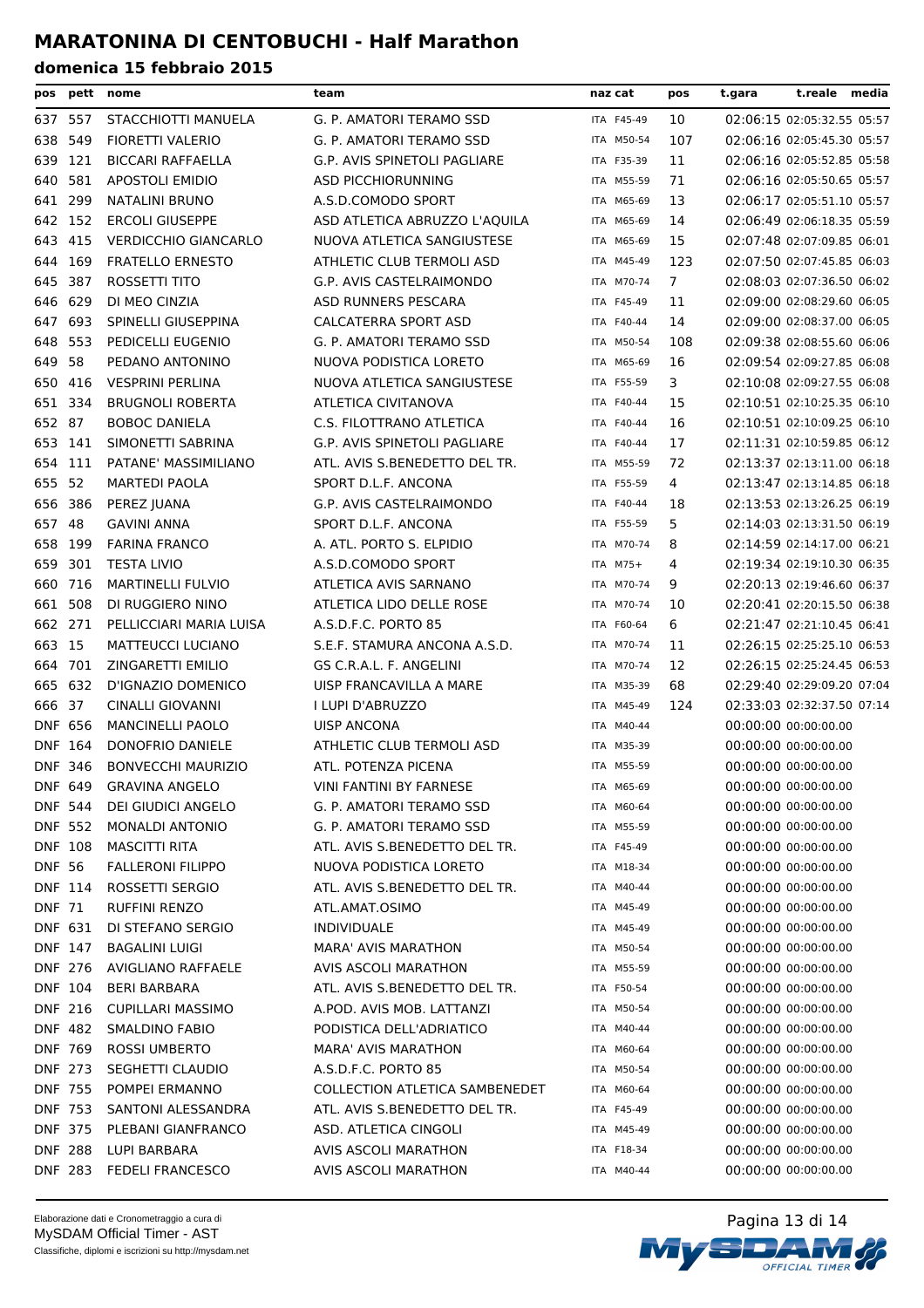# MARATONINA DI CENTOBUCHI - Half Marathon

## domenica 15 febbraio 2015

| pos | pett | nome | team | naz | cat | pos | t.gara | t.reale | media |
|---|---|---|---|---|---|---|---|---|---|
| 637 | 557 | STACCHIOTTI MANUELA | G. P. AMATORI TERAMO SSD | ITA | F45-49 | 10 | 02:06:15 | 02:05:32.55 | 05:57 |
| 638 | 549 | FIORETTI VALERIO | G. P. AMATORI TERAMO SSD | ITA | M50-54 | 107 | 02:06:16 | 02:05:45.30 | 05:57 |
| 639 | 121 | BICCARI RAFFAELLA | G.P. AVIS SPINETOLI PAGLIARE | ITA | F35-39 | 11 | 02:06:16 | 02:05:52.85 | 05:58 |
| 640 | 581 | APOSTOLI EMIDIO | ASD PICCHIORUNNING | ITA | M55-59 | 71 | 02:06:16 | 02:05:50.65 | 05:57 |
| 641 | 299 | NATALINI BRUNO | A.S.D.COMODO SPORT | ITA | M65-69 | 13 | 02:06:17 | 02:05:51.10 | 05:57 |
| 642 | 152 | ERCOLI GIUSEPPE | ASD ATLETICA ABRUZZO L'AQUILA | ITA | M65-69 | 14 | 02:06:49 | 02:06:18.35 | 05:59 |
| 643 | 415 | VERDICCHIO GIANCARLO | NUOVA ATLETICA SANGIUSTESE | ITA | M65-69 | 15 | 02:07:48 | 02:07:09.85 | 06:01 |
| 644 | 169 | FRATELLO ERNESTO | ATHLETIC CLUB TERMOLI ASD | ITA | M45-49 | 123 | 02:07:50 | 02:07:45.85 | 06:03 |
| 645 | 387 | ROSSETTI TITO | G.P. AVIS CASTELRAIMONDO | ITA | M70-74 | 7 | 02:08:03 | 02:07:36.50 | 06:02 |
| 646 | 629 | DI MEO CINZIA | ASD RUNNERS PESCARA | ITA | F45-49 | 11 | 02:09:00 | 02:08:29.60 | 06:05 |
| 647 | 693 | SPINELLI GIUSEPPINA | CALCATERRA SPORT ASD | ITA | F40-44 | 14 | 02:09:00 | 02:08:37.00 | 06:05 |
| 648 | 553 | PEDICELLI EUGENIO | G. P. AMATORI TERAMO SSD | ITA | M50-54 | 108 | 02:09:38 | 02:08:55.60 | 06:06 |
| 649 | 58 | PEDANO ANTONINO | NUOVA PODISTICA LORETO | ITA | M65-69 | 16 | 02:09:54 | 02:09:27.85 | 06:08 |
| 650 | 416 | VESPRINI PERLINA | NUOVA ATLETICA SANGIUSTESE | ITA | F55-59 | 3 | 02:10:08 | 02:09:27.55 | 06:08 |
| 651 | 334 | BRUGNOLI ROBERTA | ATLETICA CIVITANOVA | ITA | F40-44 | 15 | 02:10:51 | 02:10:25.35 | 06:10 |
| 652 | 87 | BOBOC DANIELA | C.S. FILOTTRANO ATLETICA | ITA | F40-44 | 16 | 02:10:51 | 02:10:09.25 | 06:10 |
| 653 | 141 | SIMONETTI SABRINA | G.P. AVIS SPINETOLI PAGLIARE | ITA | F40-44 | 17 | 02:11:31 | 02:10:59.85 | 06:12 |
| 654 | 111 | PATANE' MASSIMILIANO | ATL. AVIS S.BENEDETTO DEL TR. | ITA | M55-59 | 72 | 02:13:37 | 02:13:11.00 | 06:18 |
| 655 | 52 | MARTEDI PAOLA | SPORT D.L.F. ANCONA | ITA | F55-59 | 4 | 02:13:47 | 02:13:14.85 | 06:18 |
| 656 | 386 | PEREZ JUANA | G.P. AVIS CASTELRAIMONDO | ITA | F40-44 | 18 | 02:13:53 | 02:13:26.25 | 06:19 |
| 657 | 48 | GAVINI ANNA | SPORT D.L.F. ANCONA | ITA | F55-59 | 5 | 02:14:03 | 02:13:31.50 | 06:19 |
| 658 | 199 | FARINA FRANCO | A. ATL. PORTO S. ELPIDIO | ITA | M70-74 | 8 | 02:14:59 | 02:14:17.00 | 06:21 |
| 659 | 301 | TESTA LIVIO | A.S.D.COMODO SPORT | ITA | M75+ | 4 | 02:19:34 | 02:19:10.30 | 06:35 |
| 660 | 716 | MARTINELLI FULVIO | ATLETICA AVIS SARNANO | ITA | M70-74 | 9 | 02:20:13 | 02:19:46.60 | 06:37 |
| 661 | 508 | DI RUGGIERO NINO | ATLETICA LIDO DELLE ROSE | ITA | M70-74 | 10 | 02:20:41 | 02:20:15.50 | 06:38 |
| 662 | 271 | PELLICCIARI MARIA LUISA | A.S.D.F.C. PORTO 85 | ITA | F60-64 | 6 | 02:21:47 | 02:21:10.45 | 06:41 |
| 663 | 15 | MATTEUCCI LUCIANO | S.E.F. STAMURA ANCONA A.S.D. | ITA | M70-74 | 11 | 02:26:15 | 02:25:25.10 | 06:53 |
| 664 | 701 | ZINGARETTI EMILIO | GS C.R.A.L. F. ANGELINI | ITA | M70-74 | 12 | 02:26:15 | 02:25:24.45 | 06:53 |
| 665 | 632 | D'IGNAZIO DOMENICO | UISP FRANCAVILLA A MARE | ITA | M35-39 | 68 | 02:29:40 | 02:29:09.20 | 07:04 |
| 666 | 37 | CINALLI GIOVANNI | I LUPI D'ABRUZZO | ITA | M45-49 | 124 | 02:33:03 | 02:32:37.50 | 07:14 |
| DNF | 656 | MANCINELLI PAOLO | UISP ANCONA | ITA | M40-44 | | 00:00:00 | 00:00:00.00 | |
| DNF | 164 | DONOFRIO DANIELE | ATHLETIC CLUB TERMOLI ASD | ITA | M35-39 | | 00:00:00 | 00:00:00.00 | |
| DNF | 346 | BONVECCHI MAURIZIO | ATL. POTENZA PICENA | ITA | M55-59 | | 00:00:00 | 00:00:00.00 | |
| DNF | 649 | GRAVINA ANGELO | VINI FANTINI BY FARNESE | ITA | M65-69 | | 00:00:00 | 00:00:00.00 | |
| DNF | 544 | DEI GIUDICI ANGELO | G. P. AMATORI TERAMO SSD | ITA | M60-64 | | 00:00:00 | 00:00:00.00 | |
| DNF | 552 | MONALDI ANTONIO | G. P. AMATORI TERAMO SSD | ITA | M55-59 | | 00:00:00 | 00:00:00.00 | |
| DNF | 108 | MASCITTI RITA | ATL. AVIS S.BENEDETTO DEL TR. | ITA | F45-49 | | 00:00:00 | 00:00:00.00 | |
| DNF | 56 | FALLERONI FILIPPO | NUOVA PODISTICA LORETO | ITA | M18-34 | | 00:00:00 | 00:00:00.00 | |
| DNF | 114 | ROSSETTI SERGIO | ATL. AVIS S.BENEDETTO DEL TR. | ITA | M40-44 | | 00:00:00 | 00:00:00.00 | |
| DNF | 71 | RUFFINI RENZO | ATL.AMAT.OSIMO | ITA | M45-49 | | 00:00:00 | 00:00:00.00 | |
| DNF | 631 | DI STEFANO SERGIO | INDIVIDUALE | ITA | M45-49 | | 00:00:00 | 00:00:00.00 | |
| DNF | 147 | BAGALINI LUIGI | MARA' AVIS MARATHON | ITA | M50-54 | | 00:00:00 | 00:00:00.00 | |
| DNF | 276 | AVIGLIANO RAFFAELE | AVIS ASCOLI MARATHON | ITA | M55-59 | | 00:00:00 | 00:00:00.00 | |
| DNF | 104 | BERI BARBARA | ATL. AVIS S.BENEDETTO DEL TR. | ITA | F50-54 | | 00:00:00 | 00:00:00.00 | |
| DNF | 216 | CUPILLARI MASSIMO | A.POD. AVIS MOB. LATTANZI | ITA | M50-54 | | 00:00:00 | 00:00:00.00 | |
| DNF | 482 | SMALDINO FABIO | PODISTICA DELL'ADRIATICO | ITA | M40-44 | | 00:00:00 | 00:00:00.00 | |
| DNF | 769 | ROSSI UMBERTO | MARA' AVIS MARATHON | ITA | M60-64 | | 00:00:00 | 00:00:00.00 | |
| DNF | 273 | SEGHETTI CLAUDIO | A.S.D.F.C. PORTO 85 | ITA | M50-54 | | 00:00:00 | 00:00:00.00 | |
| DNF | 755 | POMPEI ERMANNO | COLLECTION ATLETICA SAMBENEDET | ITA | M60-64 | | 00:00:00 | 00:00:00.00 | |
| DNF | 753 | SANTONI ALESSANDRA | ATL. AVIS S.BENEDETTO DEL TR. | ITA | F45-49 | | 00:00:00 | 00:00:00.00 | |
| DNF | 375 | PLEBANI GIANFRANCO | ASD. ATLETICA CINGOLI | ITA | M45-49 | | 00:00:00 | 00:00:00.00 | |
| DNF | 288 | LUPI BARBARA | AVIS ASCOLI MARATHON | ITA | F18-34 | | 00:00:00 | 00:00:00.00 | |
| DNF | 283 | FEDELI FRANCESCO | AVIS ASCOLI MARATHON | ITA | M40-44 | | 00:00:00 | 00:00:00.00 | |

Elaborazione dati e Cronometraggio a cura di
MySDAM Official Timer - AST
Classifiche, diplomi e iscrizioni su http://mysdam.net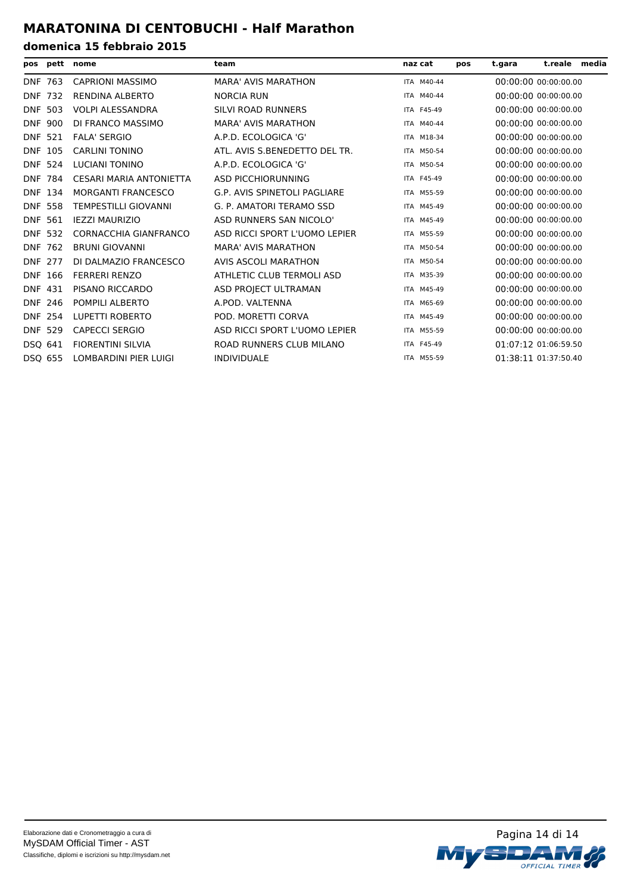# MARATONINA DI CENTOBUCHI - Half Marathon

## domenica 15 febbraio 2015

| pos | pett | nome | team | naz | cat | pos | t.gara | t.reale | media |
|---|---|---|---|---|---|---|---|---|---|
| DNF | 763 | CAPRIONI MASSIMO | MARA' AVIS MARATHON | ITA | M40-44 | | 00:00:00 | 00:00:00.00 | |
| DNF | 732 | RENDINA ALBERTO | NORCIA RUN | ITA | M40-44 | | 00:00:00 | 00:00:00.00 | |
| DNF | 503 | VOLPI ALESSANDRA | SILVI ROAD RUNNERS | ITA | F45-49 | | 00:00:00 | 00:00:00.00 | |
| DNF | 900 | DI FRANCO MASSIMO | MARA' AVIS MARATHON | ITA | M40-44 | | 00:00:00 | 00:00:00.00 | |
| DNF | 521 | FALA' SERGIO | A.P.D. ECOLOGICA 'G' | ITA | M18-34 | | 00:00:00 | 00:00:00.00 | |
| DNF | 105 | CARLINI TONINO | ATL. AVIS S.BENEDETTO DEL TR. | ITA | M50-54 | | 00:00:00 | 00:00:00.00 | |
| DNF | 524 | LUCIANI TONINO | A.P.D. ECOLOGICA 'G' | ITA | M50-54 | | 00:00:00 | 00:00:00.00 | |
| DNF | 784 | CESARI MARIA ANTONIETTA | ASD PICCHIORUNNING | ITA | F45-49 | | 00:00:00 | 00:00:00.00 | |
| DNF | 134 | MORGANTI FRANCESCO | G.P. AVIS SPINETOLI PAGLIARE | ITA | M55-59 | | 00:00:00 | 00:00:00.00 | |
| DNF | 558 | TEMPESTILLI GIOVANNI | G. P. AMATORI TERAMO SSD | ITA | M45-49 | | 00:00:00 | 00:00:00.00 | |
| DNF | 561 | IEZZI MAURIZIO | ASD RUNNERS SAN NICOLO' | ITA | M45-49 | | 00:00:00 | 00:00:00.00 | |
| DNF | 532 | CORNACCHIA GIANFRANCO | ASD RICCI SPORT L'UOMO LEPIER | ITA | M55-59 | | 00:00:00 | 00:00:00.00 | |
| DNF | 762 | BRUNI GIOVANNI | MARA' AVIS MARATHON | ITA | M50-54 | | 00:00:00 | 00:00:00.00 | |
| DNF | 277 | DI DALMAZIO FRANCESCO | AVIS ASCOLI MARATHON | ITA | M50-54 | | 00:00:00 | 00:00:00.00 | |
| DNF | 166 | FERRERI RENZO | ATHLETIC CLUB TERMOLI ASD | ITA | M35-39 | | 00:00:00 | 00:00:00.00 | |
| DNF | 431 | PISANO RICCARDO | ASD PROJECT ULTRAMAN | ITA | M45-49 | | 00:00:00 | 00:00:00.00 | |
| DNF | 246 | POMPILI ALBERTO | A.POD. VALTENNA | ITA | M65-69 | | 00:00:00 | 00:00:00.00 | |
| DNF | 254 | LUPETTI ROBERTO | POD. MORETTI CORVA | ITA | M45-49 | | 00:00:00 | 00:00:00.00 | |
| DNF | 529 | CAPECCI SERGIO | ASD RICCI SPORT L'UOMO LEPIER | ITA | M55-59 | | 00:00:00 | 00:00:00.00 | |
| DSQ | 641 | FIORENTINI SILVIA | ROAD RUNNERS CLUB MILANO | ITA | F45-49 | | 01:07:12 | 01:06:59.50 | |
| DSQ | 655 | LOMBARDINI PIER LUIGI | INDIVIDUALE | ITA | M55-59 | | 01:38:11 | 01:37:50.40 | |

Elaborazione dati e Cronometraggio a cura di
MySDAM Official Timer - AST
Classifiche, diplomi e iscrizioni su http://mysdam.net